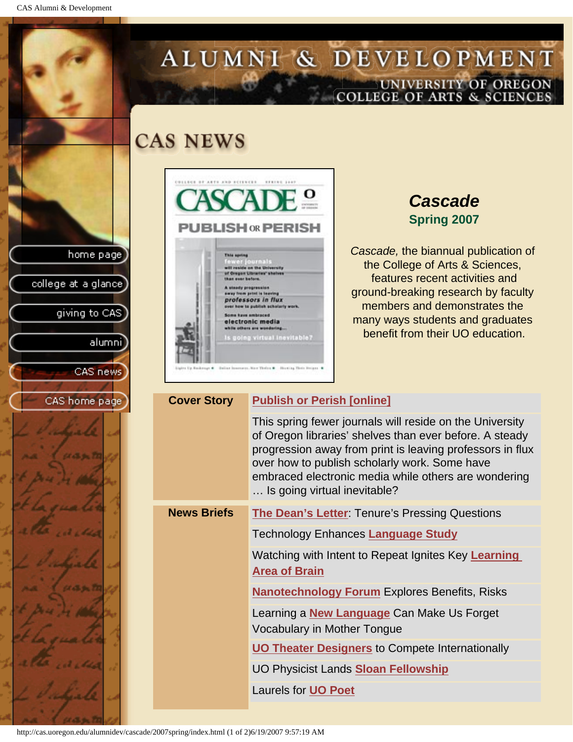# ALUMNI & DEVELOPMENT

UNIVERSITY OF OREGON
COLLEGE OF ARTS & SCIENCES

- home page
- college at a glance
- giving to CAS
- alumni
- CAS news
- CAS home page

## CAS NEWS

### *Cascade*

**Spring 2007**

*Cascade,* the biannual publication of the College of Arts & Sciences, features recent activities and ground-breaking research by faculty members and demonstrates the many ways students and graduates benefit from their UO education.

| | |
|---|---|
| **Cover Story** | **Publish or Perish [online]** |
| | This spring fewer journals will reside on the University of Oregon libraries' shelves than ever before. A steady progression away from print is leaving professors in flux over how to publish scholarly work. Some have embraced electronic media while others are wondering … Is going virtual inevitable? |
| **News Briefs** | **The Dean's Letter**: Tenure's Pressing Questions |
| | Technology Enhances **Language Study** |
| | Watching with Intent to Repeat Ignites Key **Learning Area of Brain** |
| | **Nanotechnology Forum** Explores Benefits, Risks |
| | Learning a **New Language** Can Make Us Forget Vocabulary in Mother Tongue |
| | **UO Theater Designers** to Compete Internationally |
| | UO Physicist Lands **Sloan Fellowship** |
| | Laurels for **UO Poet** |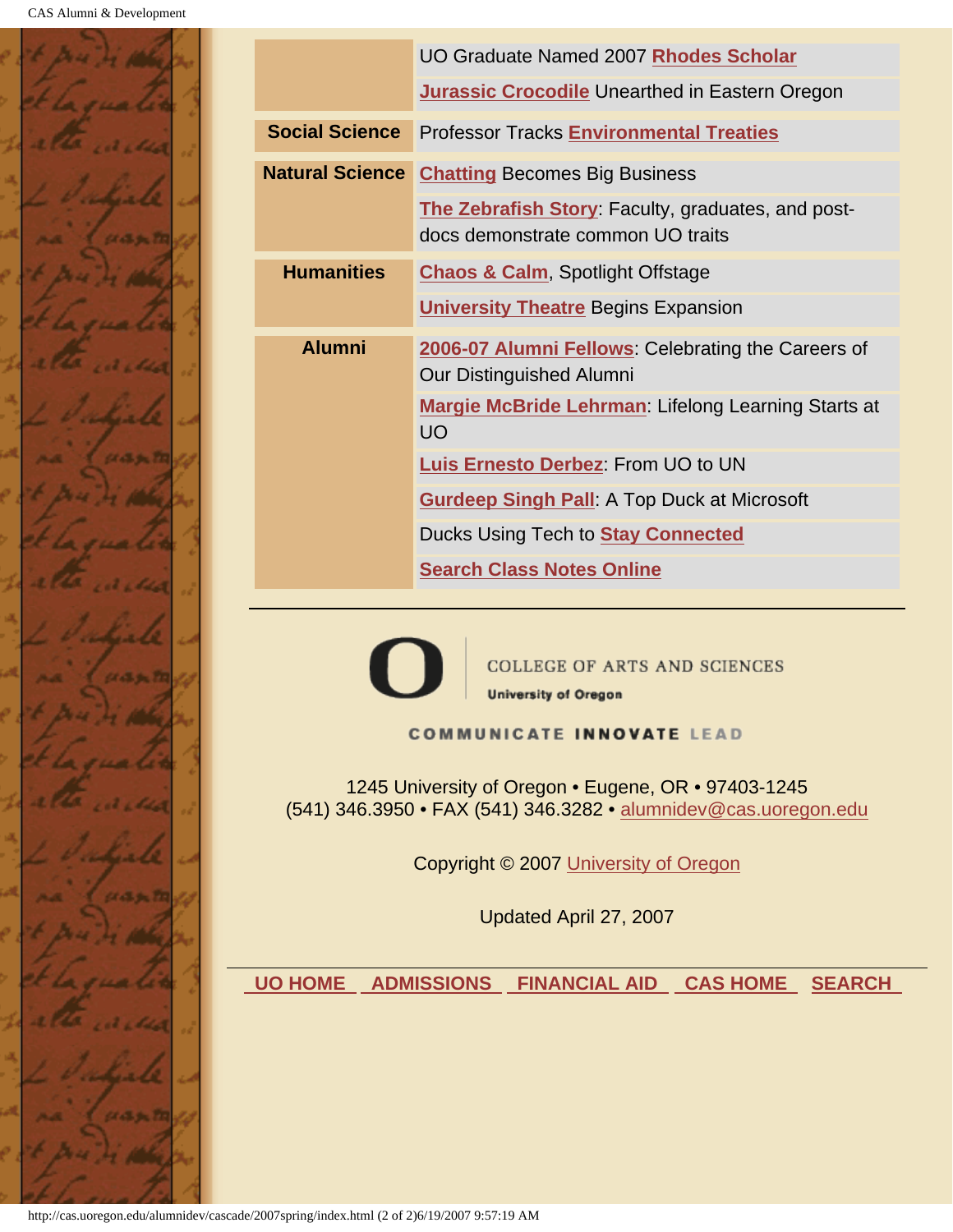| | |
|---|---|
| | UO Graduate Named 2007 **Rhodes Scholar** |
| | **Jurassic Crocodile** Unearthed in Eastern Oregon |
| **Social Science** | Professor Tracks **Environmental Treaties** |
| **Natural Science** | **Chatting** Becomes Big Business |
| | **The Zebrafish Story**: Faculty, graduates, and post-docs demonstrate common UO traits |
| **Humanities** | **Chaos & Calm**, Spotlight Offstage |
| | **University Theatre** Begins Expansion |
| **Alumni** | **2006-07 Alumni Fellows**: Celebrating the Careers of Our Distinguished Alumni |
| | **Margie McBride Lehrman**: Lifelong Learning Starts at UO |
| | **Luis Ernesto Derbez**: From UO to UN |
| | **Gurdeep Singh Pall**: A Top Duck at Microsoft |
| | Ducks Using Tech to **Stay Connected** |
| | **Search Class Notes Online** |

---

COLLEGE OF ARTS AND SCIENCES

**University of Oregon**

**COMMUNICATE INNOVATE LEAD**

1245 University of Oregon • Eugene, OR • 97403-1245
(541) 346.3950 • FAX (541) 346.3282 • alumnidev@cas.uoregon.edu

Copyright © 2007 University of Oregon

Updated April 27, 2007

---

**UO HOME** **ADMISSIONS** **FINANCIAL AID** **CAS HOME** **SEARCH**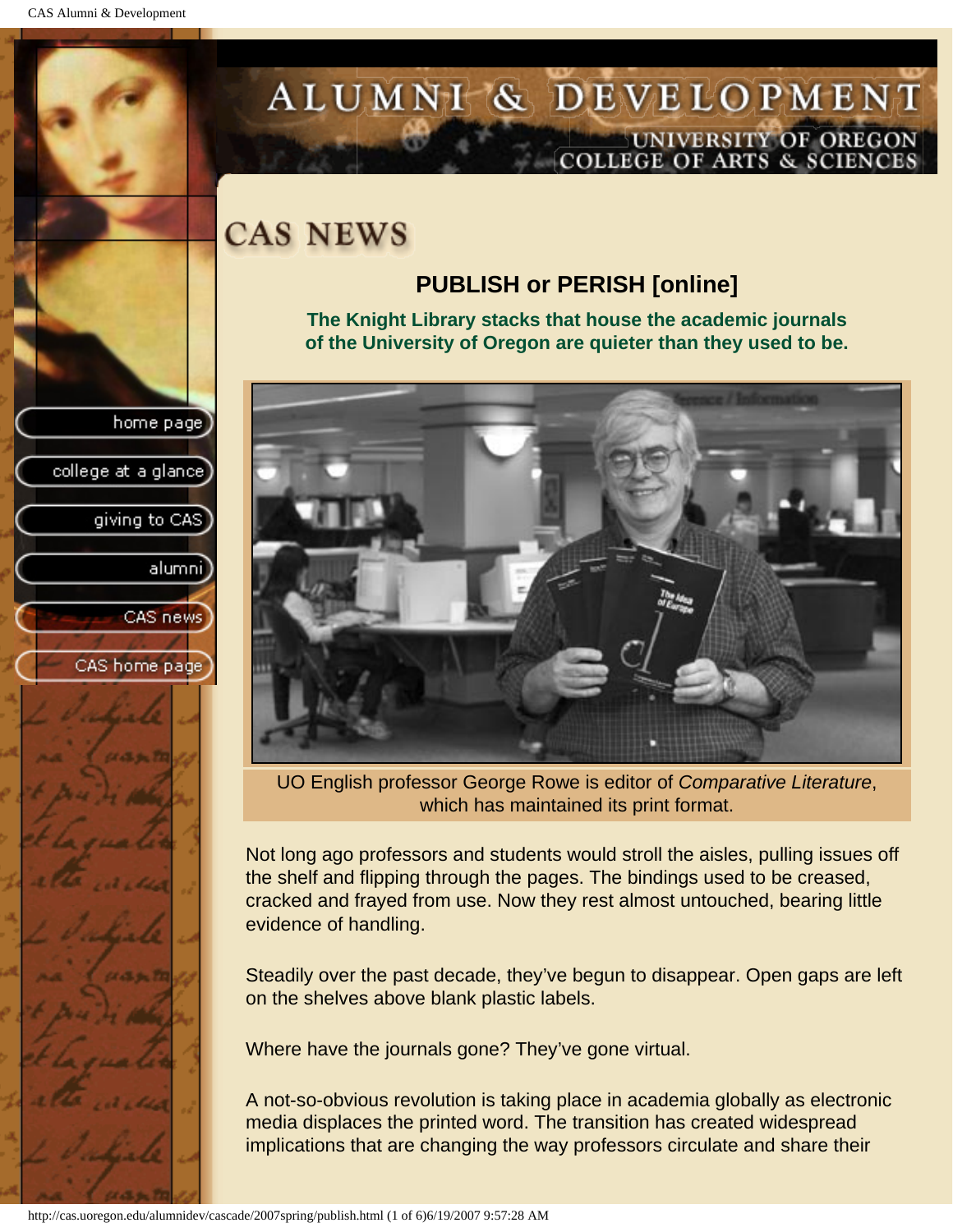# CAS NEWS

## PUBLISH or PERISH [online]

**The Knight Library stacks that house the academic journals of the University of Oregon are quieter than they used to be.**

UO English professor George Rowe is editor of *Comparative Literature*, which has maintained its print format.

Not long ago professors and students would stroll the aisles, pulling issues off the shelf and flipping through the pages. The bindings used to be creased, cracked and frayed from use. Now they rest almost untouched, bearing little evidence of handling.

Steadily over the past decade, they've begun to disappear. Open gaps are left on the shelves above blank plastic labels.

Where have the journals gone? They've gone virtual.

A not-so-obvious revolution is taking place in academia globally as electronic media displaces the printed word. The transition has created widespread implications that are changing the way professors circulate and share their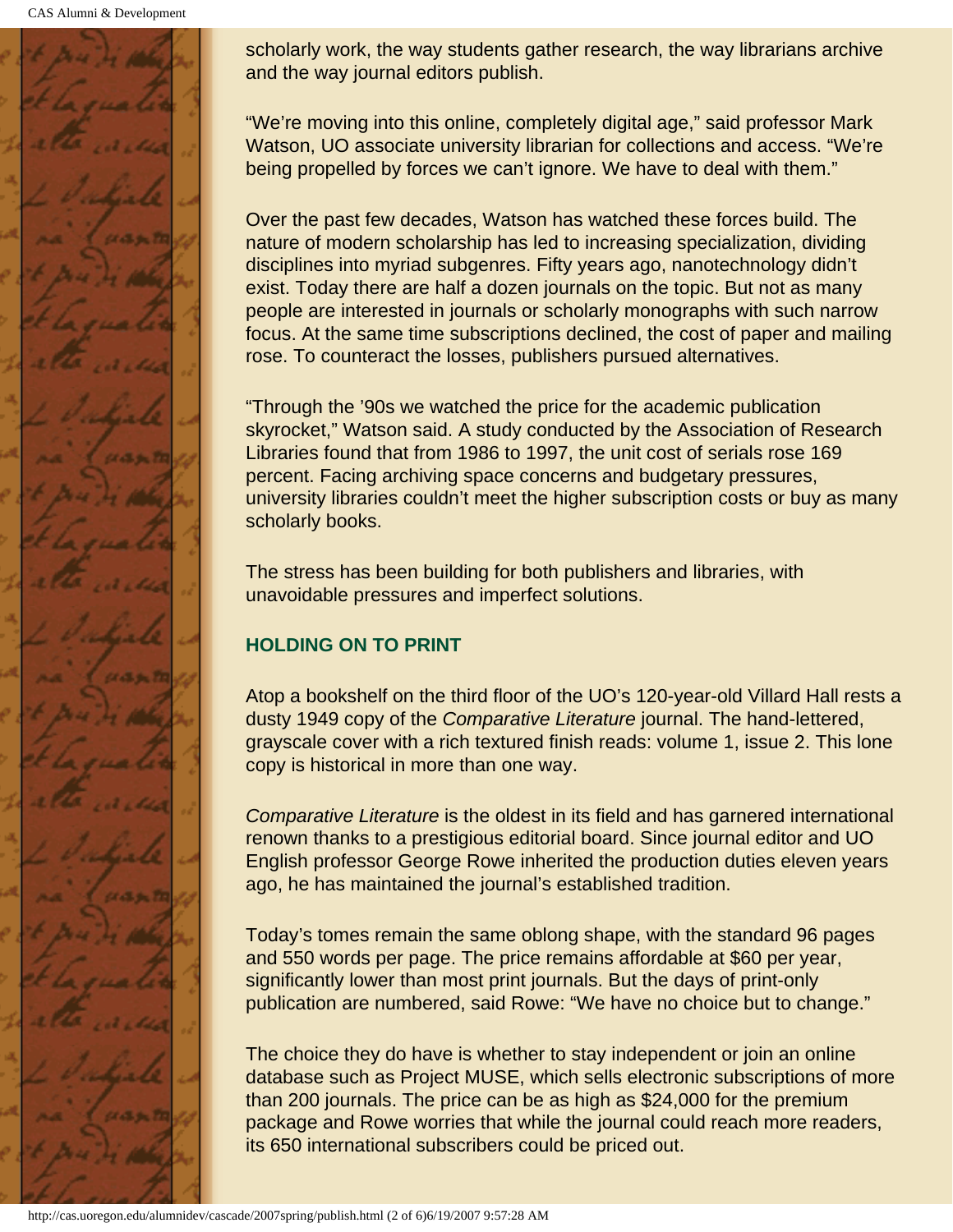scholarly work, the way students gather research, the way librarians archive and the way journal editors publish.

"We're moving into this online, completely digital age," said professor Mark Watson, UO associate university librarian for collections and access. "We're being propelled by forces we can't ignore. We have to deal with them."

Over the past few decades, Watson has watched these forces build. The nature of modern scholarship has led to increasing specialization, dividing disciplines into myriad subgenres. Fifty years ago, nanotechnology didn't exist. Today there are half a dozen journals on the topic. But not as many people are interested in journals or scholarly monographs with such narrow focus. At the same time subscriptions declined, the cost of paper and mailing rose. To counteract the losses, publishers pursued alternatives.

"Through the '90s we watched the price for the academic publication skyrocket," Watson said. A study conducted by the Association of Research Libraries found that from 1986 to 1997, the unit cost of serials rose 169 percent. Facing archiving space concerns and budgetary pressures, university libraries couldn't meet the higher subscription costs or buy as many scholarly books.

The stress has been building for both publishers and libraries, with unavoidable pressures and imperfect solutions.

## HOLDING ON TO PRINT

Atop a bookshelf on the third floor of the UO's 120-year-old Villard Hall rests a dusty 1949 copy of the *Comparative Literature* journal. The hand-lettered, grayscale cover with a rich textured finish reads: volume 1, issue 2. This lone copy is historical in more than one way.

*Comparative Literature* is the oldest in its field and has garnered international renown thanks to a prestigious editorial board. Since journal editor and UO English professor George Rowe inherited the production duties eleven years ago, he has maintained the journal's established tradition.

Today's tomes remain the same oblong shape, with the standard 96 pages and 550 words per page. The price remains affordable at $60 per year, significantly lower than most print journals. But the days of print-only publication are numbered, said Rowe: "We have no choice but to change."

The choice they do have is whether to stay independent or join an online database such as Project MUSE, which sells electronic subscriptions of more than 200 journals. The price can be as high as $24,000 for the premium package and Rowe worries that while the journal could reach more readers, its 650 international subscribers could be priced out.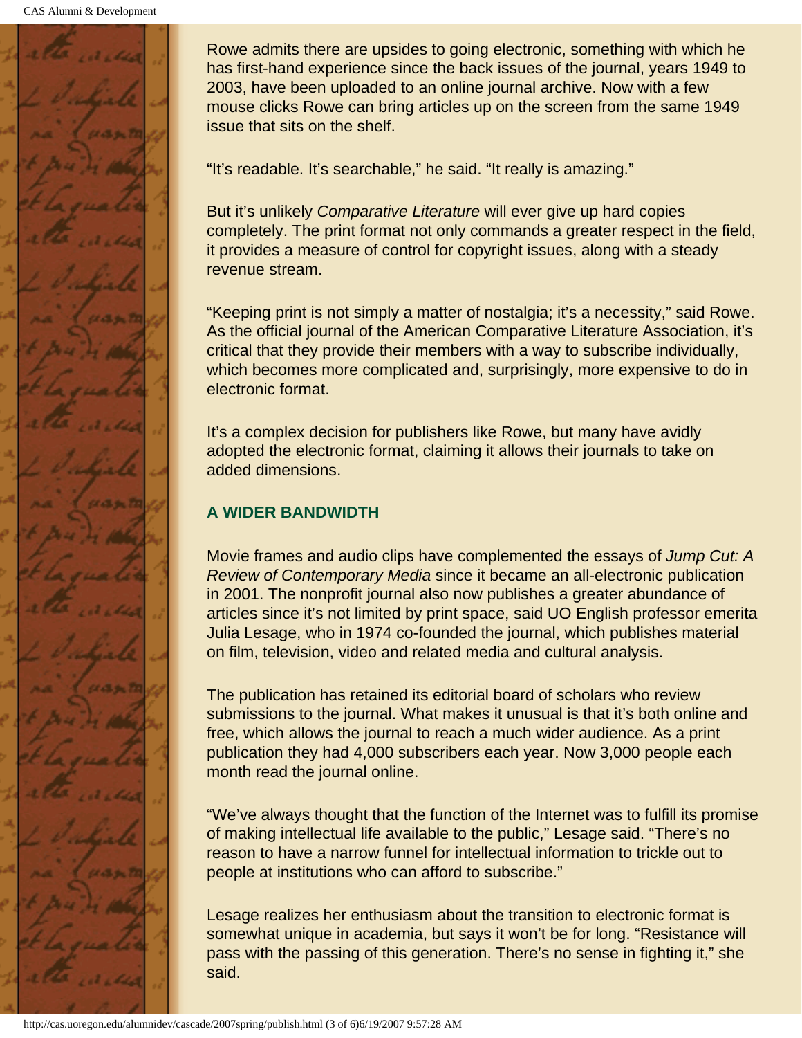Rowe admits there are upsides to going electronic, something with which he has first-hand experience since the back issues of the journal, years 1949 to 2003, have been uploaded to an online journal archive. Now with a few mouse clicks Rowe can bring articles up on the screen from the same 1949 issue that sits on the shelf.

"It's readable. It's searchable," he said. "It really is amazing."

But it's unlikely *Comparative Literature* will ever give up hard copies completely. The print format not only commands a greater respect in the field, it provides a measure of control for copyright issues, along with a steady revenue stream.

"Keeping print is not simply a matter of nostalgia; it's a necessity," said Rowe. As the official journal of the American Comparative Literature Association, it's critical that they provide their members with a way to subscribe individually, which becomes more complicated and, surprisingly, more expensive to do in electronic format.

It's a complex decision for publishers like Rowe, but many have avidly adopted the electronic format, claiming it allows their journals to take on added dimensions.

**A WIDER BANDWIDTH**

Movie frames and audio clips have complemented the essays of *Jump Cut: A Review of Contemporary Media* since it became an all-electronic publication in 2001. The nonprofit journal also now publishes a greater abundance of articles since it's not limited by print space, said UO English professor emerita Julia Lesage, who in 1974 co-founded the journal, which publishes material on film, television, video and related media and cultural analysis.

The publication has retained its editorial board of scholars who review submissions to the journal. What makes it unusual is that it's both online and free, which allows the journal to reach a much wider audience. As a print publication they had 4,000 subscribers each year. Now 3,000 people each month read the journal online.

"We've always thought that the function of the Internet was to fulfill its promise of making intellectual life available to the public," Lesage said. "There's no reason to have a narrow funnel for intellectual information to trickle out to people at institutions who can afford to subscribe."

Lesage realizes her enthusiasm about the transition to electronic format is somewhat unique in academia, but says it won't be for long. "Resistance will pass with the passing of this generation. There's no sense in fighting it," she said.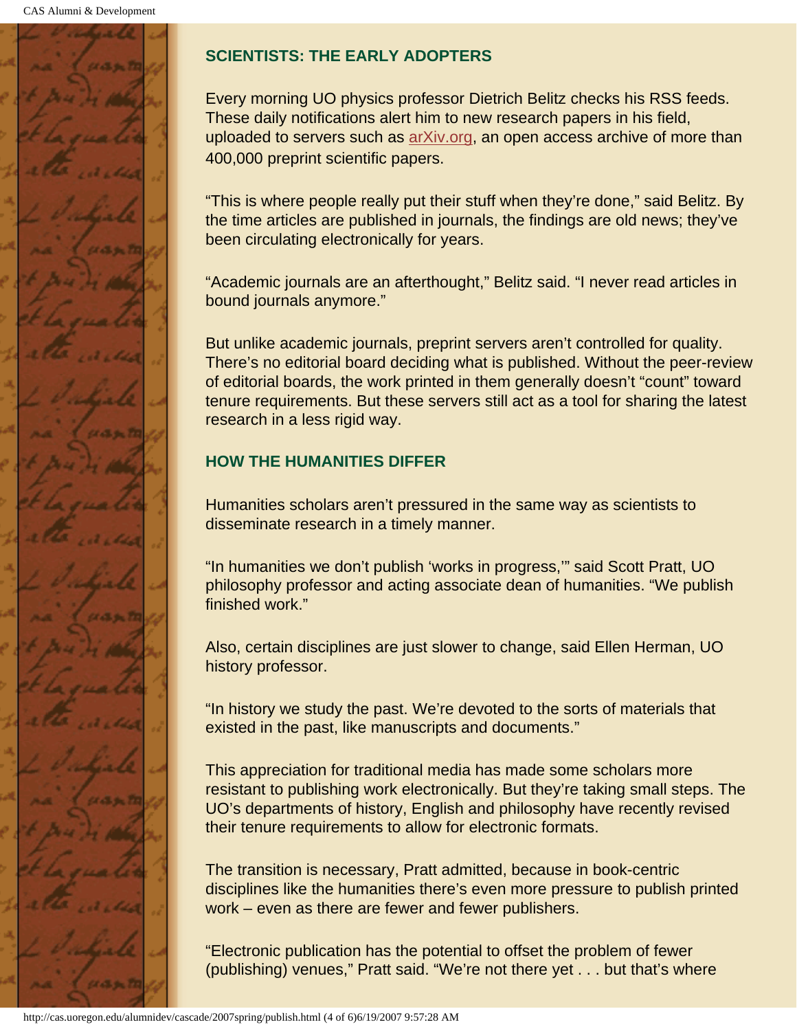## SCIENTISTS: THE EARLY ADOPTERS

Every morning UO physics professor Dietrich Belitz checks his RSS feeds. These daily notifications alert him to new research papers in his field, uploaded to servers such as arXiv.org, an open access archive of more than 400,000 preprint scientific papers.

"This is where people really put their stuff when they're done," said Belitz. By the time articles are published in journals, the findings are old news; they've been circulating electronically for years.

"Academic journals are an afterthought," Belitz said. "I never read articles in bound journals anymore."

But unlike academic journals, preprint servers aren't controlled for quality. There's no editorial board deciding what is published. Without the peer-review of editorial boards, the work printed in them generally doesn't "count" toward tenure requirements. But these servers still act as a tool for sharing the latest research in a less rigid way.

## HOW THE HUMANITIES DIFFER

Humanities scholars aren't pressured in the same way as scientists to disseminate research in a timely manner.

"In humanities we don't publish 'works in progress,'" said Scott Pratt, UO philosophy professor and acting associate dean of humanities. "We publish finished work."

Also, certain disciplines are just slower to change, said Ellen Herman, UO history professor.

"In history we study the past. We're devoted to the sorts of materials that existed in the past, like manuscripts and documents."

This appreciation for traditional media has made some scholars more resistant to publishing work electronically. But they're taking small steps. The UO's departments of history, English and philosophy have recently revised their tenure requirements to allow for electronic formats.

The transition is necessary, Pratt admitted, because in book-centric disciplines like the humanities there's even more pressure to publish printed work – even as there are fewer and fewer publishers.

"Electronic publication has the potential to offset the problem of fewer (publishing) venues," Pratt said. "We're not there yet . . . but that's where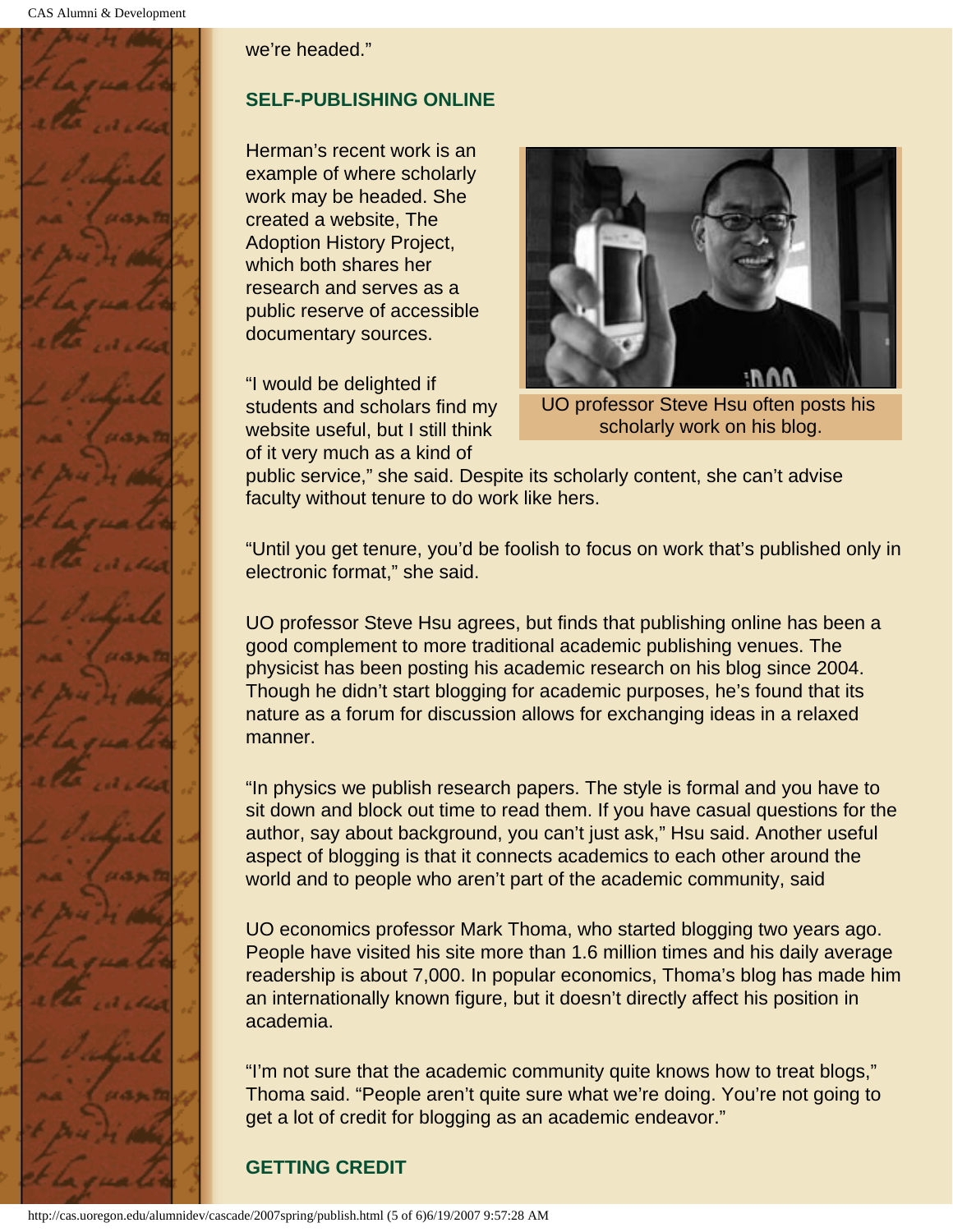we're headed."

## SELF-PUBLISHING ONLINE

Herman's recent work is an example of where scholarly work may be headed. She created a website, The Adoption History Project, which both shares her research and serves as a public reserve of accessible documentary sources.

UO professor Steve Hsu often posts his scholarly work on his blog.

"I would be delighted if students and scholars find my website useful, but I still think of it very much as a kind of public service," she said. Despite its scholarly content, she can't advise faculty without tenure to do work like hers.

"Until you get tenure, you'd be foolish to focus on work that's published only in electronic format," she said.

UO professor Steve Hsu agrees, but finds that publishing online has been a good complement to more traditional academic publishing venues. The physicist has been posting his academic research on his blog since 2004. Though he didn't start blogging for academic purposes, he's found that its nature as a forum for discussion allows for exchanging ideas in a relaxed manner.

"In physics we publish research papers. The style is formal and you have to sit down and block out time to read them. If you have casual questions for the author, say about background, you can't just ask," Hsu said. Another useful aspect of blogging is that it connects academics to each other around the world and to people who aren't part of the academic community, said

UO economics professor Mark Thoma, who started blogging two years ago. People have visited his site more than 1.6 million times and his daily average readership is about 7,000. In popular economics, Thoma's blog has made him an internationally known figure, but it doesn't directly affect his position in academia.

"I'm not sure that the academic community quite knows how to treat blogs," Thoma said. "People aren't quite sure what we're doing. You're not going to get a lot of credit for blogging as an academic endeavor."

## GETTING CREDIT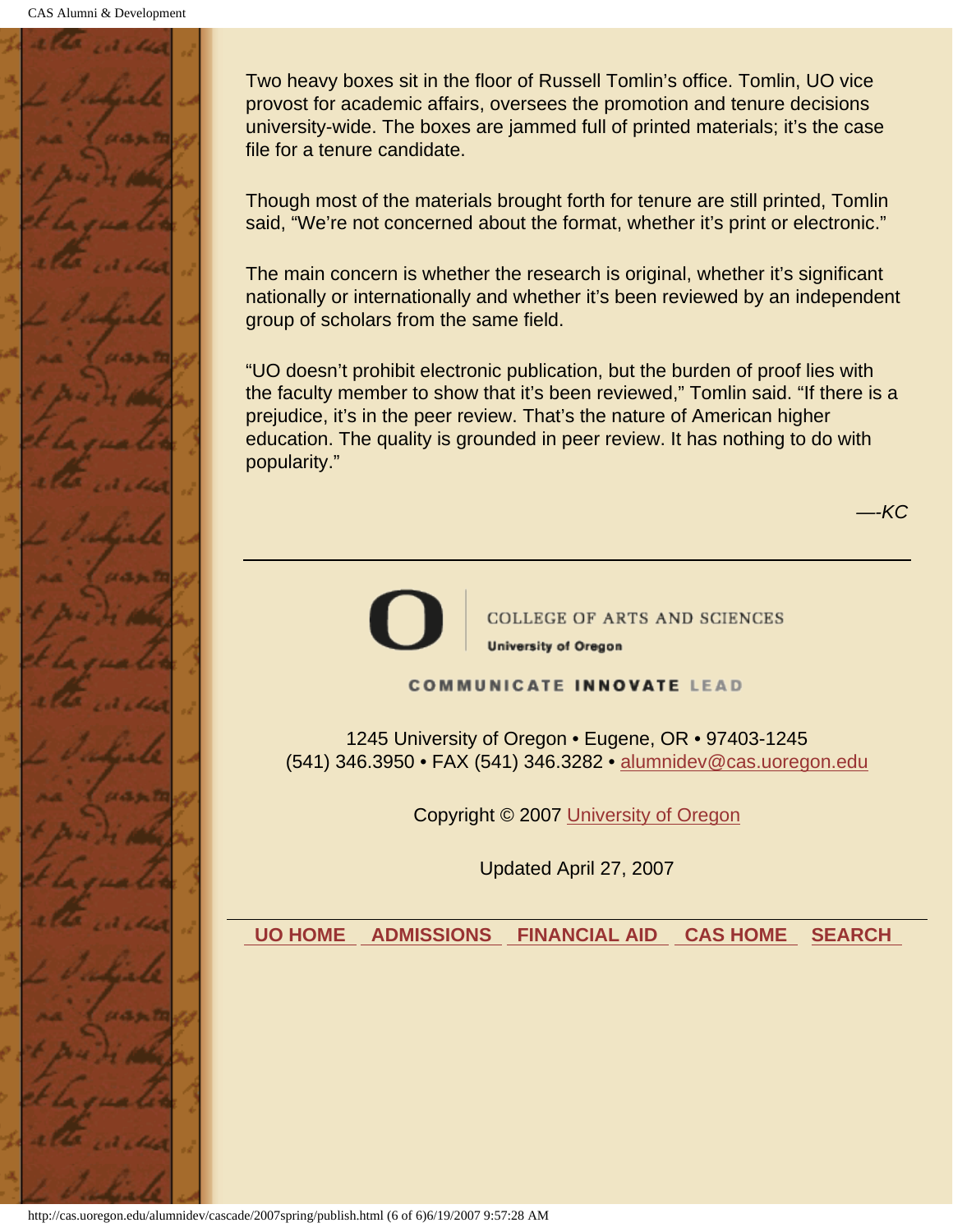Two heavy boxes sit in the floor of Russell Tomlin's office. Tomlin, UO vice provost for academic affairs, oversees the promotion and tenure decisions university-wide. The boxes are jammed full of printed materials; it's the case file for a tenure candidate.

Though most of the materials brought forth for tenure are still printed, Tomlin said, "We're not concerned about the format, whether it's print or electronic."

The main concern is whether the research is original, whether it's significant nationally or internationally and whether it's been reviewed by an independent group of scholars from the same field.

"UO doesn't prohibit electronic publication, but the burden of proof lies with the faculty member to show that it's been reviewed," Tomlin said. "If there is a prejudice, it's in the peer review. That's the nature of American higher education. The quality is grounded in peer review. It has nothing to do with popularity."

*—-KC*

---

COLLEGE OF ARTS AND SCIENCES
University of Oregon

COMMUNICATE INNOVATE LEAD

1245 University of Oregon • Eugene, OR • 97403-1245
(541) 346.3950 • FAX (541) 346.3282 • alumnidev@cas.uoregon.edu

Copyright © 2007 University of Oregon

Updated April 27, 2007

---

UO HOME ADMISSIONS FINANCIAL AID CAS HOME SEARCH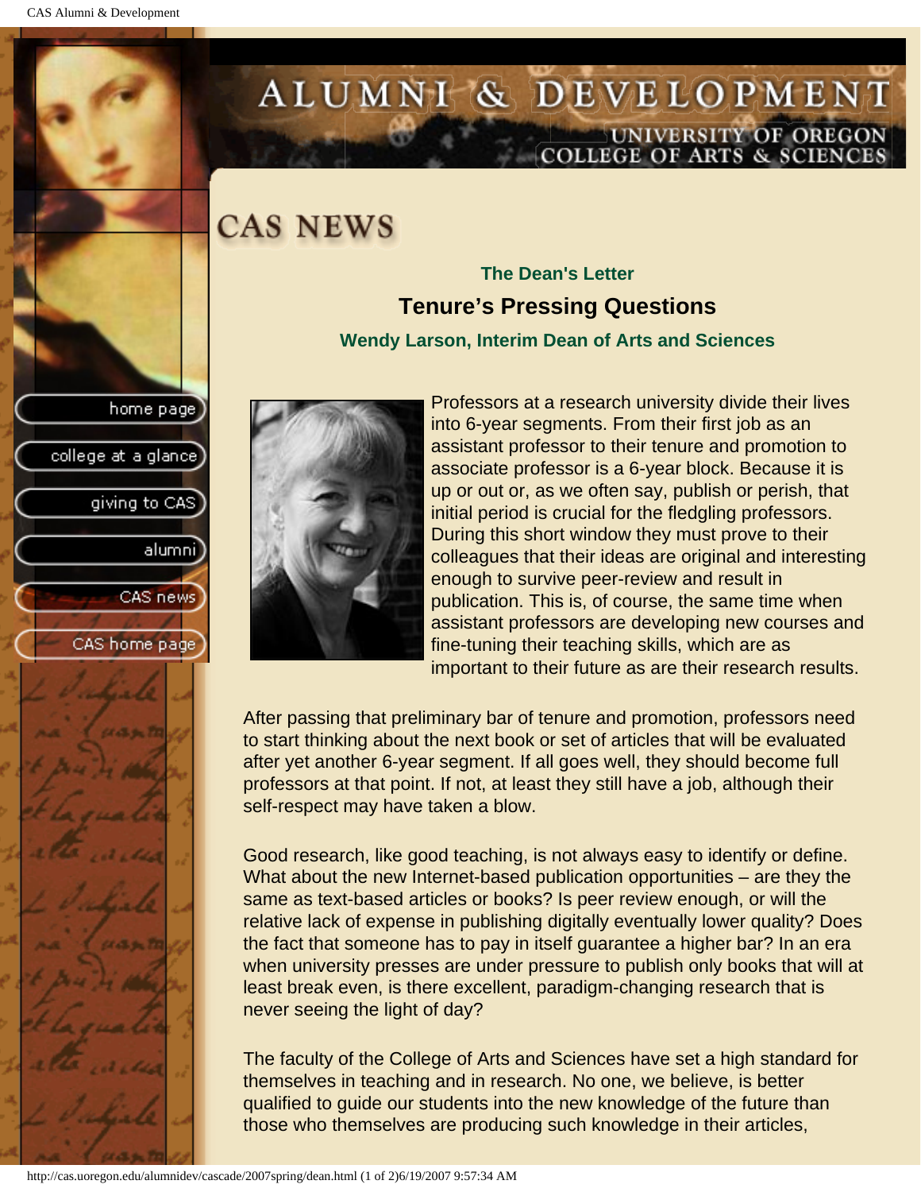# CAS NEWS

### The Dean's Letter

## Tenure's Pressing Questions

**Wendy Larson, Interim Dean of Arts and Sciences**

Professors at a research university divide their lives into 6-year segments. From their first job as an assistant professor to their tenure and promotion to associate professor is a 6-year block. Because it is up or out or, as we often say, publish or perish, that initial period is crucial for the fledgling professors. During this short window they must prove to their colleagues that their ideas are original and interesting enough to survive peer-review and result in publication. This is, of course, the same time when assistant professors are developing new courses and fine-tuning their teaching skills, which are as important to their future as are their research results.

After passing that preliminary bar of tenure and promotion, professors need to start thinking about the next book or set of articles that will be evaluated after yet another 6-year segment. If all goes well, they should become full professors at that point. If not, at least they still have a job, although their self-respect may have taken a blow.

Good research, like good teaching, is not always easy to identify or define. What about the new Internet-based publication opportunities – are they the same as text-based articles or books? Is peer review enough, or will the relative lack of expense in publishing digitally eventually lower quality? Does the fact that someone has to pay in itself guarantee a higher bar? In an era when university presses are under pressure to publish only books that will at least break even, is there excellent, paradigm-changing research that is never seeing the light of day?

The faculty of the College of Arts and Sciences have set a high standard for themselves in teaching and in research. No one, we believe, is better qualified to guide our students into the new knowledge of the future than those who themselves are producing such knowledge in their articles,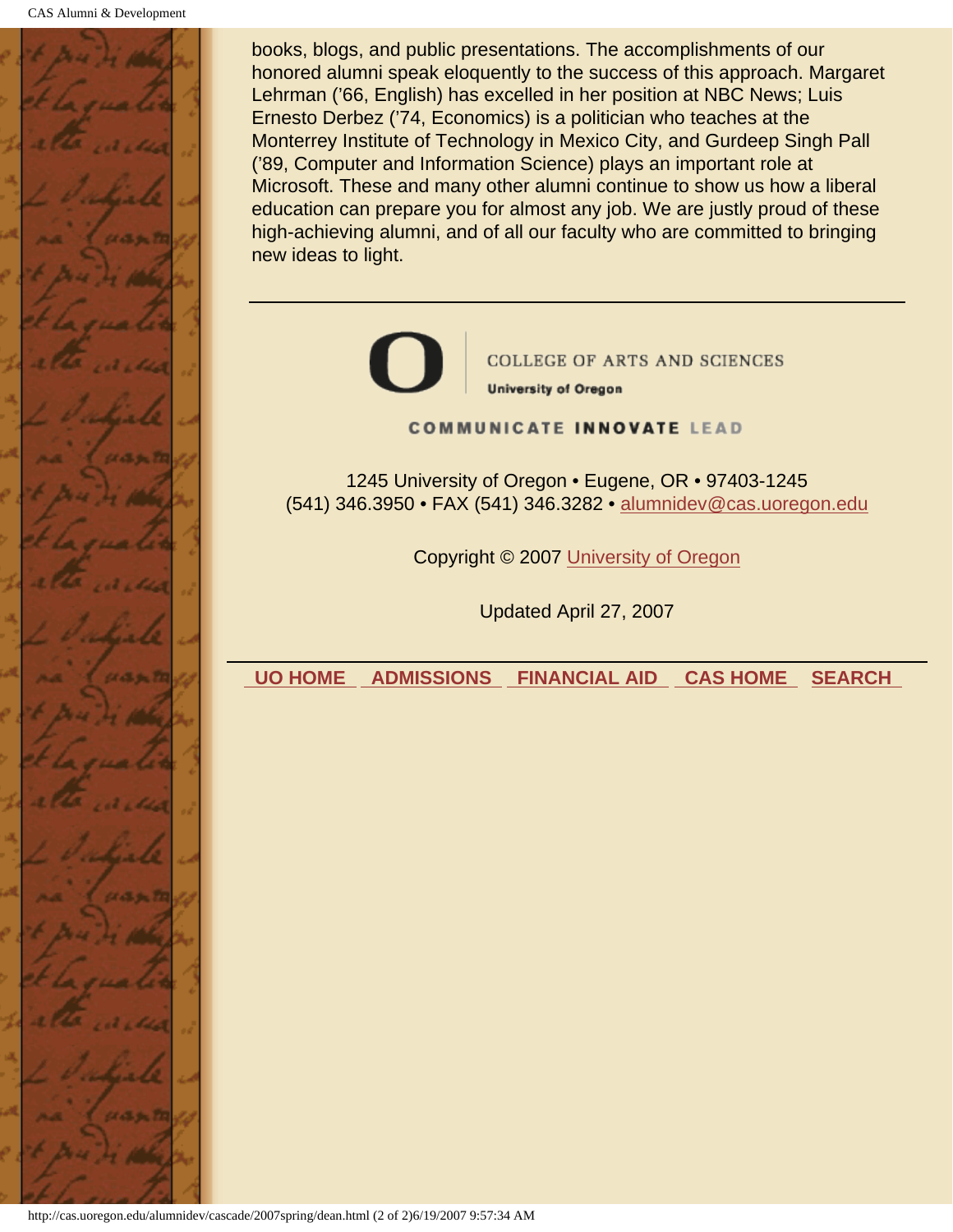books, blogs, and public presentations. The accomplishments of our honored alumni speak eloquently to the success of this approach. Margaret Lehrman ('66, English) has excelled in her position at NBC News; Luis Ernesto Derbez ('74, Economics) is a politician who teaches at the Monterrey Institute of Technology in Mexico City, and Gurdeep Singh Pall ('89, Computer and Information Science) plays an important role at Microsoft. These and many other alumni continue to show us how a liberal education can prepare you for almost any job. We are justly proud of these high-achieving alumni, and of all our faculty who are committed to bringing new ideas to light.

---

COLLEGE OF ARTS AND SCIENCES
University of Oregon

COMMUNICATE INNOVATE LEAD

1245 University of Oregon • Eugene, OR • 97403-1245
(541) 346.3950 • FAX (541) 346.3282 • alumnidev@cas.uoregon.edu

Copyright © 2007 University of Oregon

Updated April 27, 2007

---

UO HOME ADMISSIONS FINANCIAL AID CAS HOME SEARCH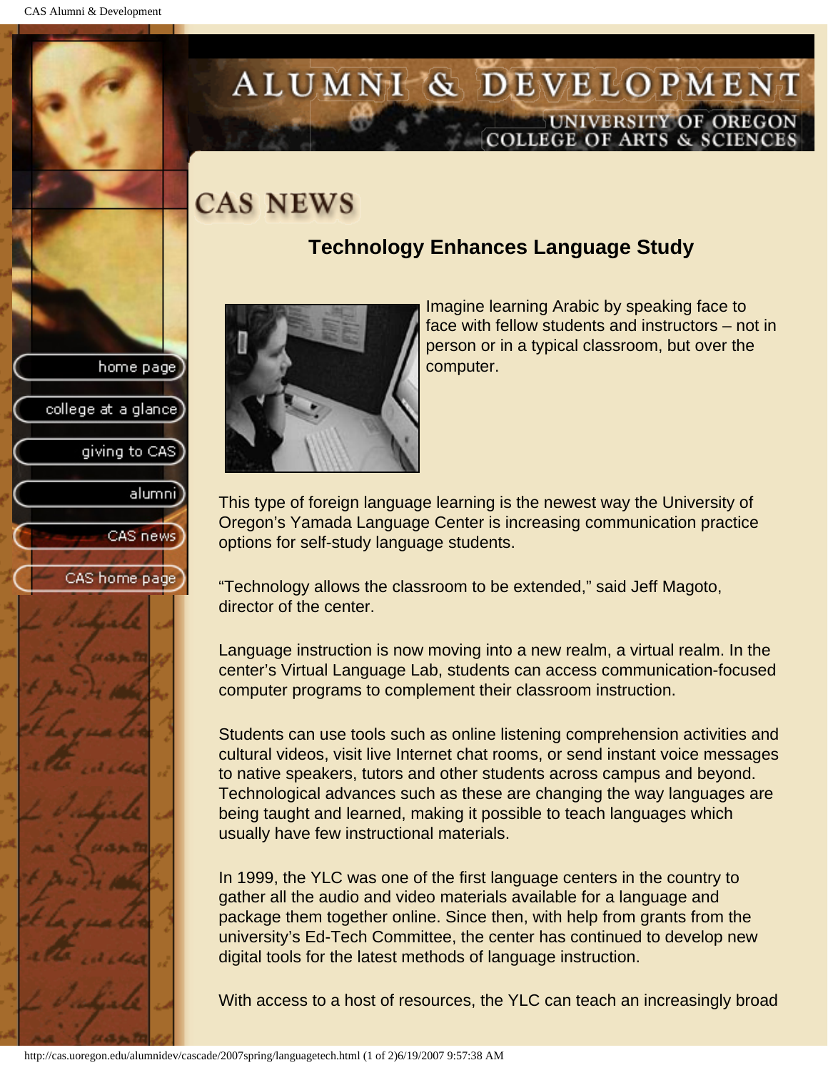# ALUMNI & DEVELOPMENT

UNIVERSITY OF OREGON
COLLEGE OF ARTS & SCIENCES

- home page
- college at a glance
- giving to CAS
- alumni
- CAS news
- CAS home page

## CAS NEWS

### Technology Enhances Language Study

Imagine learning Arabic by speaking face to face with fellow students and instructors – not in person or in a typical classroom, but over the computer.

This type of foreign language learning is the newest way the University of Oregon's Yamada Language Center is increasing communication practice options for self-study language students.

"Technology allows the classroom to be extended," said Jeff Magoto, director of the center.

Language instruction is now moving into a new realm, a virtual realm. In the center's Virtual Language Lab, students can access communication-focused computer programs to complement their classroom instruction.

Students can use tools such as online listening comprehension activities and cultural videos, visit live Internet chat rooms, or send instant voice messages to native speakers, tutors and other students across campus and beyond. Technological advances such as these are changing the way languages are being taught and learned, making it possible to teach languages which usually have few instructional materials.

In 1999, the YLC was one of the first language centers in the country to gather all the audio and video materials available for a language and package them together online. Since then, with help from grants from the university's Ed-Tech Committee, the center has continued to develop new digital tools for the latest methods of language instruction.

With access to a host of resources, the YLC can teach an increasingly broad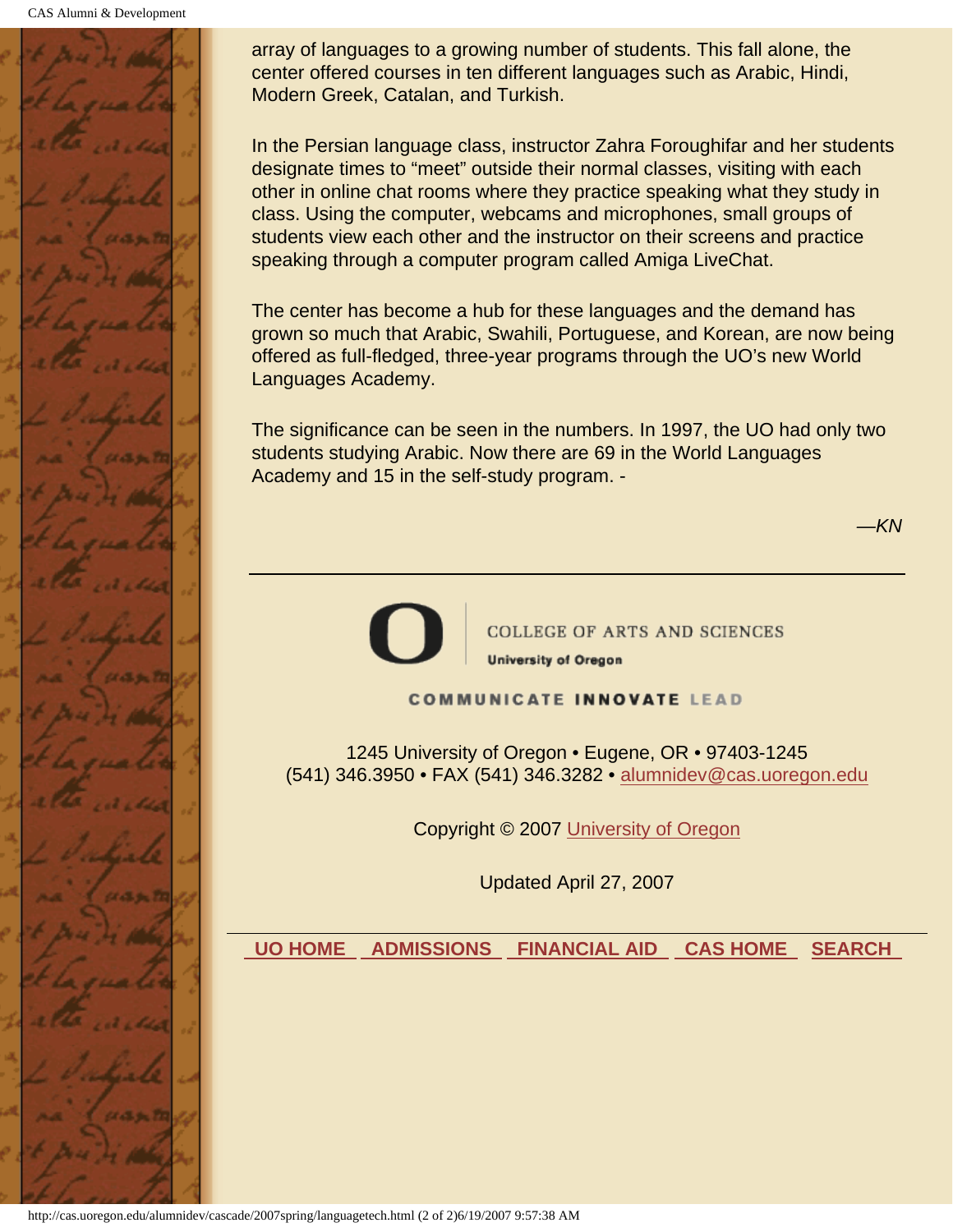array of languages to a growing number of students. This fall alone, the center offered courses in ten different languages such as Arabic, Hindi, Modern Greek, Catalan, and Turkish.

In the Persian language class, instructor Zahra Foroughifar and her students designate times to "meet" outside their normal classes, visiting with each other in online chat rooms where they practice speaking what they study in class. Using the computer, webcams and microphones, small groups of students view each other and the instructor on their screens and practice speaking through a computer program called Amiga LiveChat.

The center has become a hub for these languages and the demand has grown so much that Arabic, Swahili, Portuguese, and Korean, are now being offered as full-fledged, three-year programs through the UO's new World Languages Academy.

The significance can be seen in the numbers. In 1997, the UO had only two students studying Arabic. Now there are 69 in the World Languages Academy and 15 in the self-study program. -

*—KN*

---

COLLEGE OF ARTS AND SCIENCES
**University of Oregon**

COMMUNICATE **INNOVATE** LEAD

1245 University of Oregon • Eugene, OR • 97403-1245
(541) 346.3950 • FAX (541) 346.3282 • alumnidev@cas.uoregon.edu

Copyright © 2007 University of Oregon

Updated April 27, 2007

UO HOME | ADMISSIONS | FINANCIAL AID | CAS HOME | SEARCH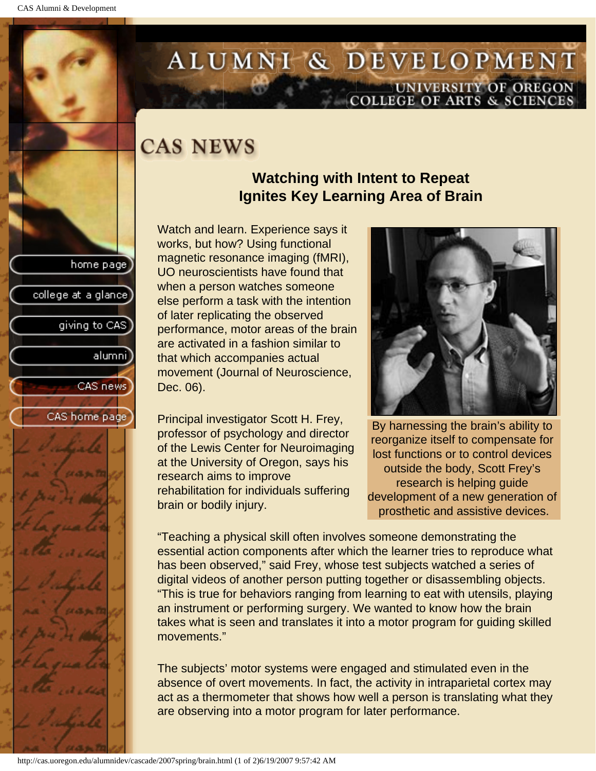# CAS NEWS

## Watching with Intent to Repeat Ignites Key Learning Area of Brain

Watch and learn. Experience says it works, but how? Using functional magnetic resonance imaging (fMRI), UO neuroscientists have found that when a person watches someone else perform a task with the intention of later replicating the observed performance, motor areas of the brain are activated in a fashion similar to that which accompanies actual movement (Journal of Neuroscience, Dec. 06).

By harnessing the brain's ability to reorganize itself to compensate for lost functions or to control devices outside the body, Scott Frey's research is helping guide development of a new generation of prosthetic and assistive devices.

Principal investigator Scott H. Frey, professor of psychology and director of the Lewis Center for Neuroimaging at the University of Oregon, says his research aims to improve rehabilitation for individuals suffering brain or bodily injury.

"Teaching a physical skill often involves someone demonstrating the essential action components after which the learner tries to reproduce what has been observed," said Frey, whose test subjects watched a series of digital videos of another person putting together or disassembling objects. "This is true for behaviors ranging from learning to eat with utensils, playing an instrument or performing surgery. We wanted to know how the brain takes what is seen and translates it into a motor program for guiding skilled movements."

The subjects' motor systems were engaged and stimulated even in the absence of overt movements. In fact, the activity in intraparietal cortex may act as a thermometer that shows how well a person is translating what they are observing into a motor program for later performance.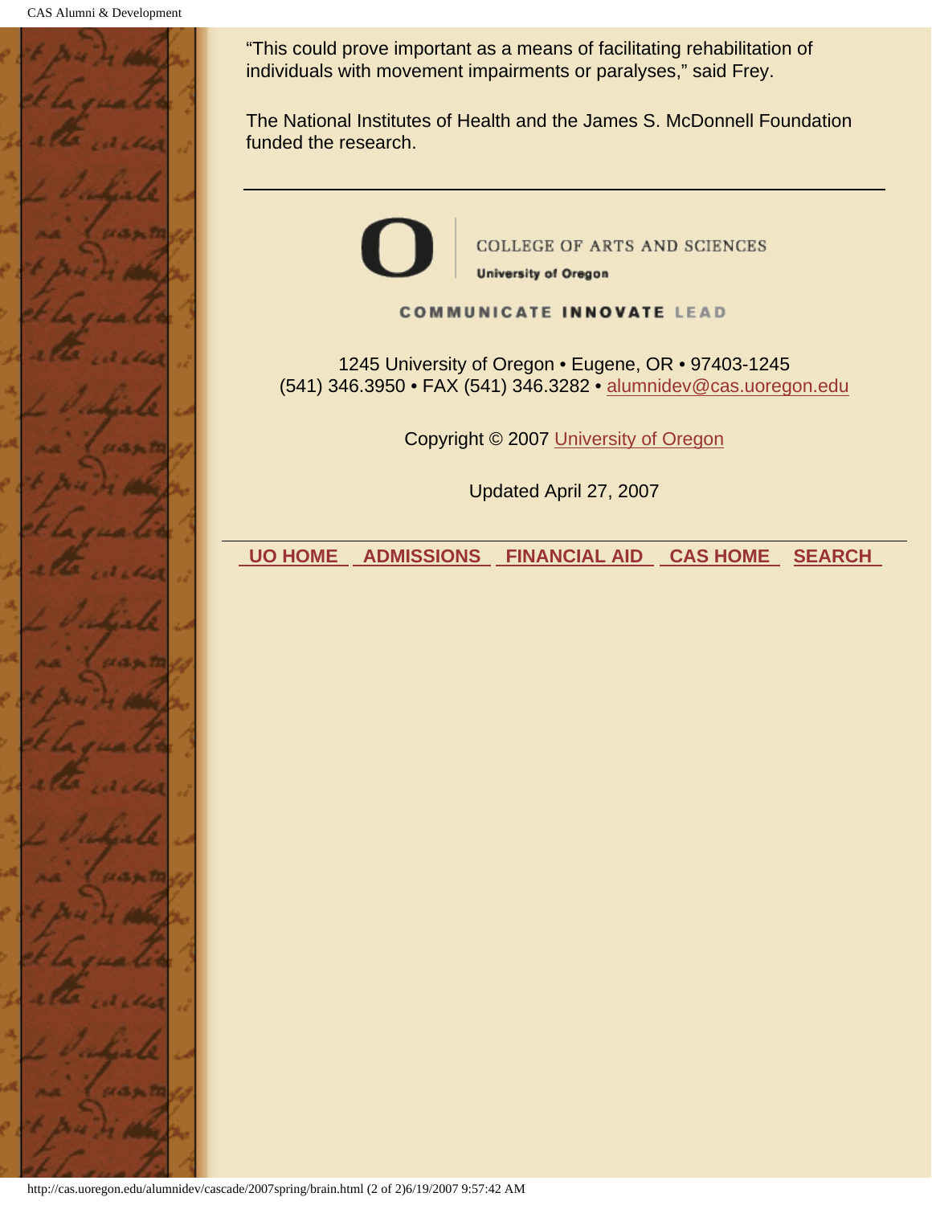"This could prove important as a means of facilitating rehabilitation of individuals with movement impairments or paralyses," said Frey.

The National Institutes of Health and the James S. McDonnell Foundation funded the research.

---

COLLEGE OF ARTS AND SCIENCES
**University of Oregon**

**COMMUNICATE INNOVATE LEAD**

1245 University of Oregon • Eugene, OR • 97403-1245
(541) 346.3950 • FAX (541) 346.3282 • alumnidev@cas.uoregon.edu

Copyright © 2007 University of Oregon

Updated April 27, 2007

---

**UO HOME** **ADMISSIONS** **FINANCIAL AID** **CAS HOME** **SEARCH**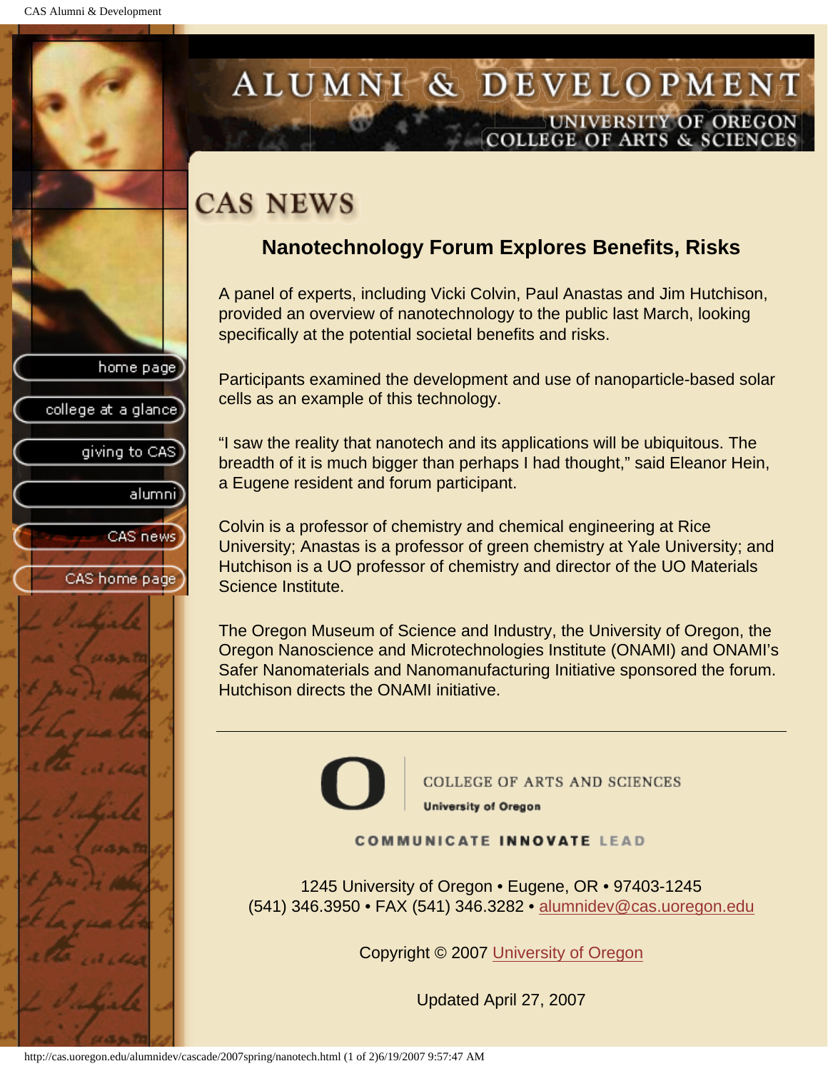# ALUMNI & DEVELOPMENT

UNIVERSITY OF OREGON
COLLEGE OF ARTS & SCIENCES

home page
college at a glance
giving to CAS
alumni
CAS news
CAS home page

## CAS NEWS

### Nanotechnology Forum Explores Benefits, Risks

A panel of experts, including Vicki Colvin, Paul Anastas and Jim Hutchison, provided an overview of nanotechnology to the public last March, looking specifically at the potential societal benefits and risks.

Participants examined the development and use of nanoparticle-based solar cells as an example of this technology.

"I saw the reality that nanotech and its applications will be ubiquitous. The breadth of it is much bigger than perhaps I had thought," said Eleanor Hein, a Eugene resident and forum participant.

Colvin is a professor of chemistry and chemical engineering at Rice University; Anastas is a professor of green chemistry at Yale University; and Hutchison is a UO professor of chemistry and director of the UO Materials Science Institute.

The Oregon Museum of Science and Industry, the University of Oregon, the Oregon Nanoscience and Microtechnologies Institute (ONAMI) and ONAMI's Safer Nanomaterials and Nanomanufacturing Initiative sponsored the forum. Hutchison directs the ONAMI initiative.

---

COLLEGE OF ARTS AND SCIENCES
University of Oregon

COMMUNICATE INNOVATE LEAD

1245 University of Oregon • Eugene, OR • 97403-1245
(541) 346.3950 • FAX (541) 346.3282 • alumnidev@cas.uoregon.edu

Copyright © 2007 University of Oregon

Updated April 27, 2007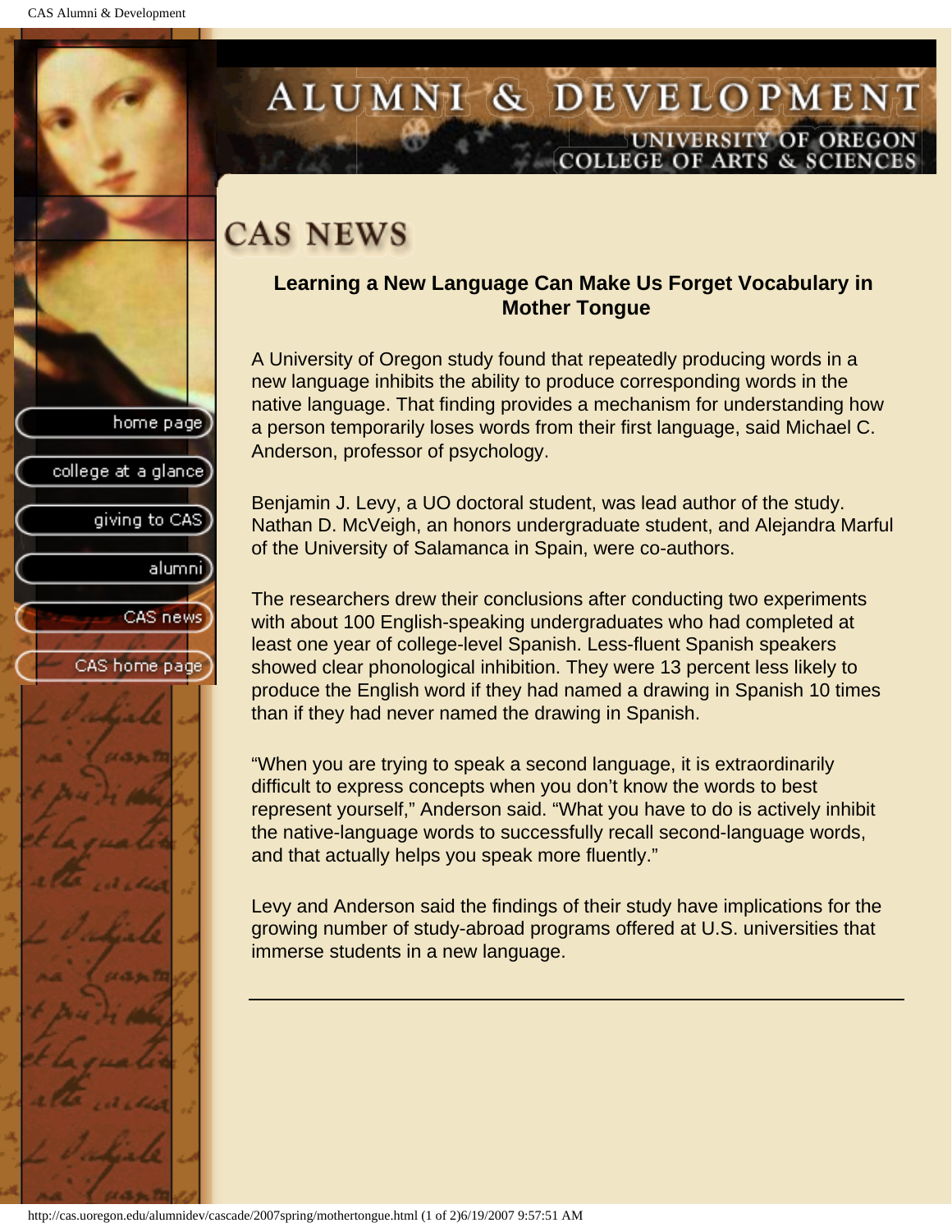# ALUMNI & DEVELOPMENT

UNIVERSITY OF OREGON
COLLEGE OF ARTS & SCIENCES

- home page
- college at a glance
- giving to CAS
- alumni
- CAS news
- CAS home page

## CAS NEWS

### Learning a New Language Can Make Us Forget Vocabulary in Mother Tongue

A University of Oregon study found that repeatedly producing words in a new language inhibits the ability to produce corresponding words in the native language. That finding provides a mechanism for understanding how a person temporarily loses words from their first language, said Michael C. Anderson, professor of psychology.

Benjamin J. Levy, a UO doctoral student, was lead author of the study. Nathan D. McVeigh, an honors undergraduate student, and Alejandra Marful of the University of Salamanca in Spain, were co-authors.

The researchers drew their conclusions after conducting two experiments with about 100 English-speaking undergraduates who had completed at least one year of college-level Spanish. Less-fluent Spanish speakers showed clear phonological inhibition. They were 13 percent less likely to produce the English word if they had named a drawing in Spanish 10 times than if they had never named the drawing in Spanish.

“When you are trying to speak a second language, it is extraordinarily difficult to express concepts when you don’t know the words to best represent yourself,” Anderson said. “What you have to do is actively inhibit the native-language words to successfully recall second-language words, and that actually helps you speak more fluently.”

Levy and Anderson said the findings of their study have implications for the growing number of study-abroad programs offered at U.S. universities that immerse students in a new language.

---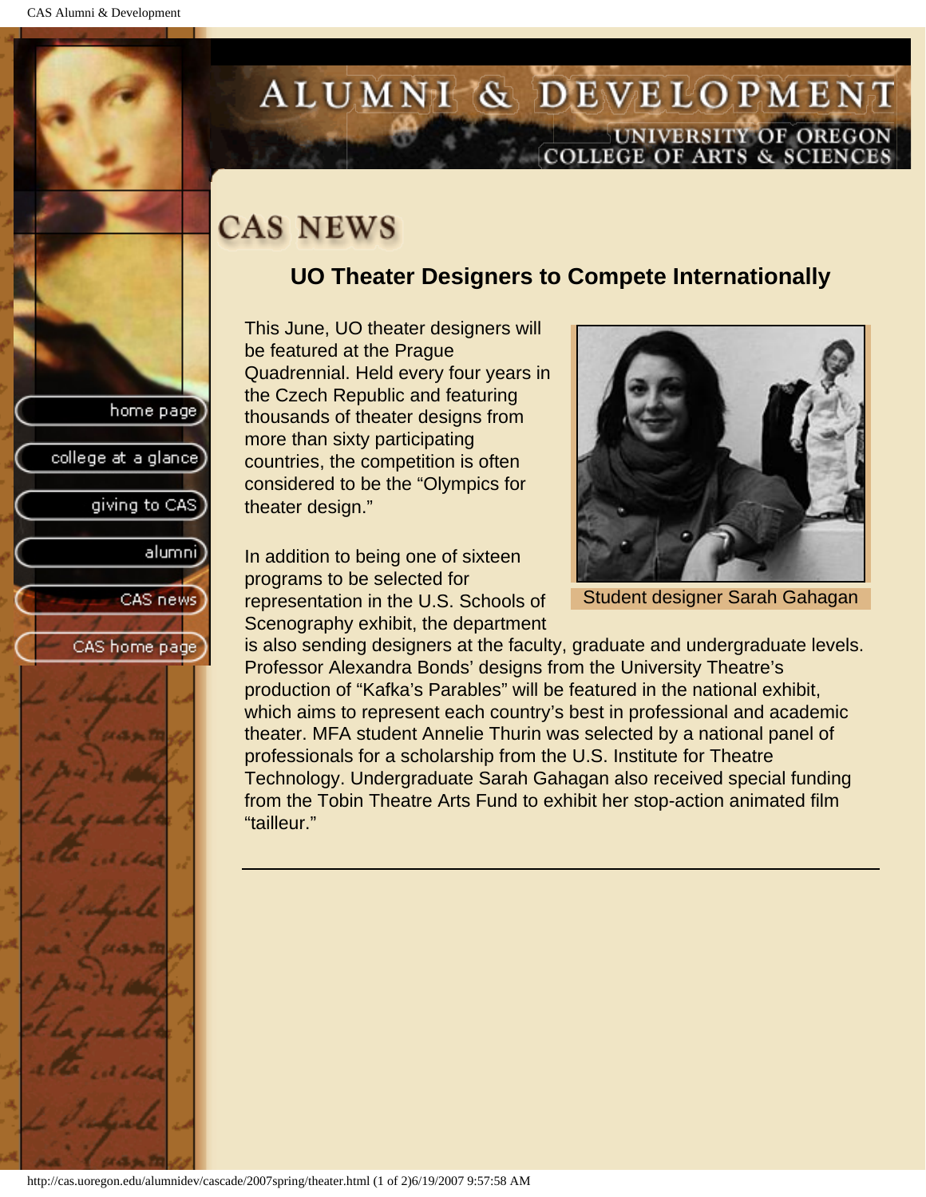# CAS NEWS

## UO Theater Designers to Compete Internationally

This June, UO theater designers will be featured at the Prague Quadrennial. Held every four years in the Czech Republic and featuring thousands of theater designs from more than sixty participating countries, the competition is often considered to be the "Olympics for theater design."

Student designer Sarah Gahagan

In addition to being one of sixteen programs to be selected for representation in the U.S. Schools of Scenography exhibit, the department is also sending designers at the faculty, graduate and undergraduate levels. Professor Alexandra Bonds' designs from the University Theatre's production of "Kafka's Parables" will be featured in the national exhibit, which aims to represent each country's best in professional and academic theater. MFA student Annelie Thurin was selected by a national panel of professionals for a scholarship from the U.S. Institute for Theatre Technology. Undergraduate Sarah Gahagan also received special funding from the Tobin Theatre Arts Fund to exhibit her stop-action animated film "tailleur."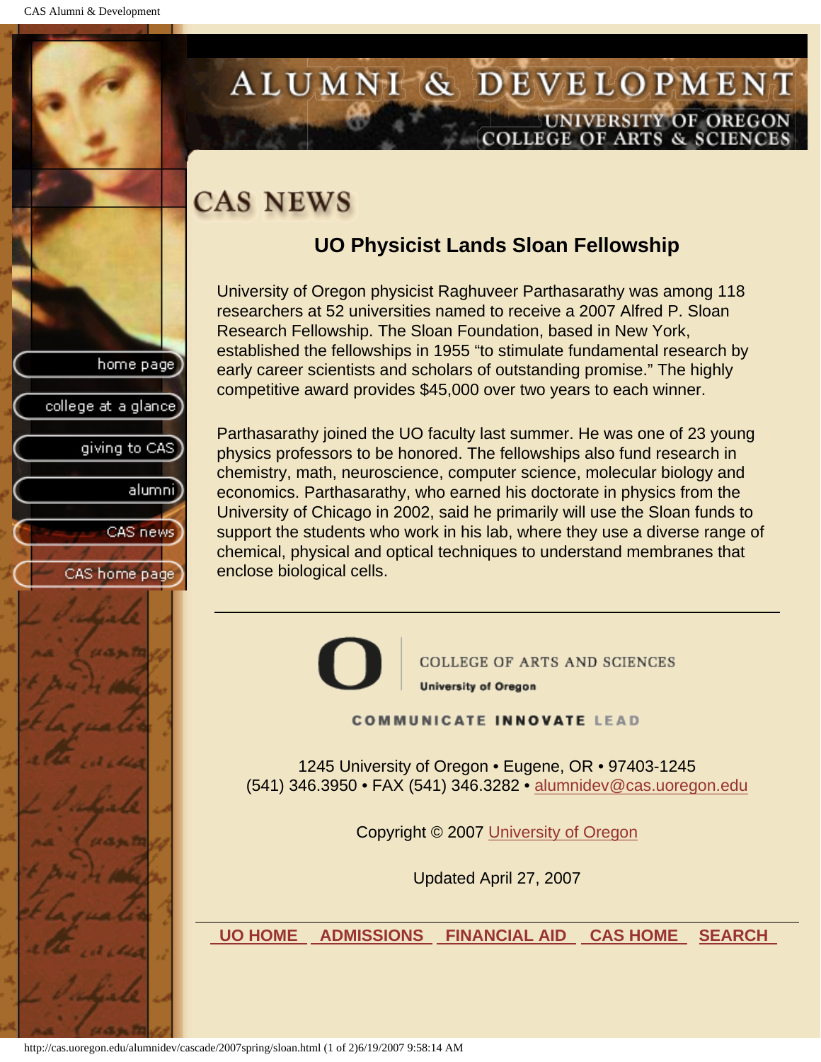# ALUMNI & DEVELOPMENT

UNIVERSITY OF OREGON
COLLEGE OF ARTS & SCIENCES

- home page
- college at a glance
- giving to CAS
- alumni
- CAS news
- CAS home page

## CAS NEWS

### UO Physicist Lands Sloan Fellowship

University of Oregon physicist Raghuveer Parthasarathy was among 118 researchers at 52 universities named to receive a 2007 Alfred P. Sloan Research Fellowship. The Sloan Foundation, based in New York, established the fellowships in 1955 “to stimulate fundamental research by early career scientists and scholars of outstanding promise.” The highly competitive award provides $45,000 over two years to each winner.

Parthasarathy joined the UO faculty last summer. He was one of 23 young physics professors to be honored. The fellowships also fund research in chemistry, math, neuroscience, computer science, molecular biology and economics. Parthasarathy, who earned his doctorate in physics from the University of Chicago in 2002, said he primarily will use the Sloan funds to support the students who work in his lab, where they use a diverse range of chemical, physical and optical techniques to understand membranes that enclose biological cells.

---

COLLEGE OF ARTS AND SCIENCES
University of Oregon

COMMUNICATE INNOVATE LEAD

1245 University of Oregon • Eugene, OR • 97403-1245
(541) 346.3950 • FAX (541) 346.3282 • alumnidev@cas.uoregon.edu

Copyright © 2007 University of Oregon

Updated April 27, 2007

UO HOME | ADMISSIONS | FINANCIAL AID | CAS HOME | SEARCH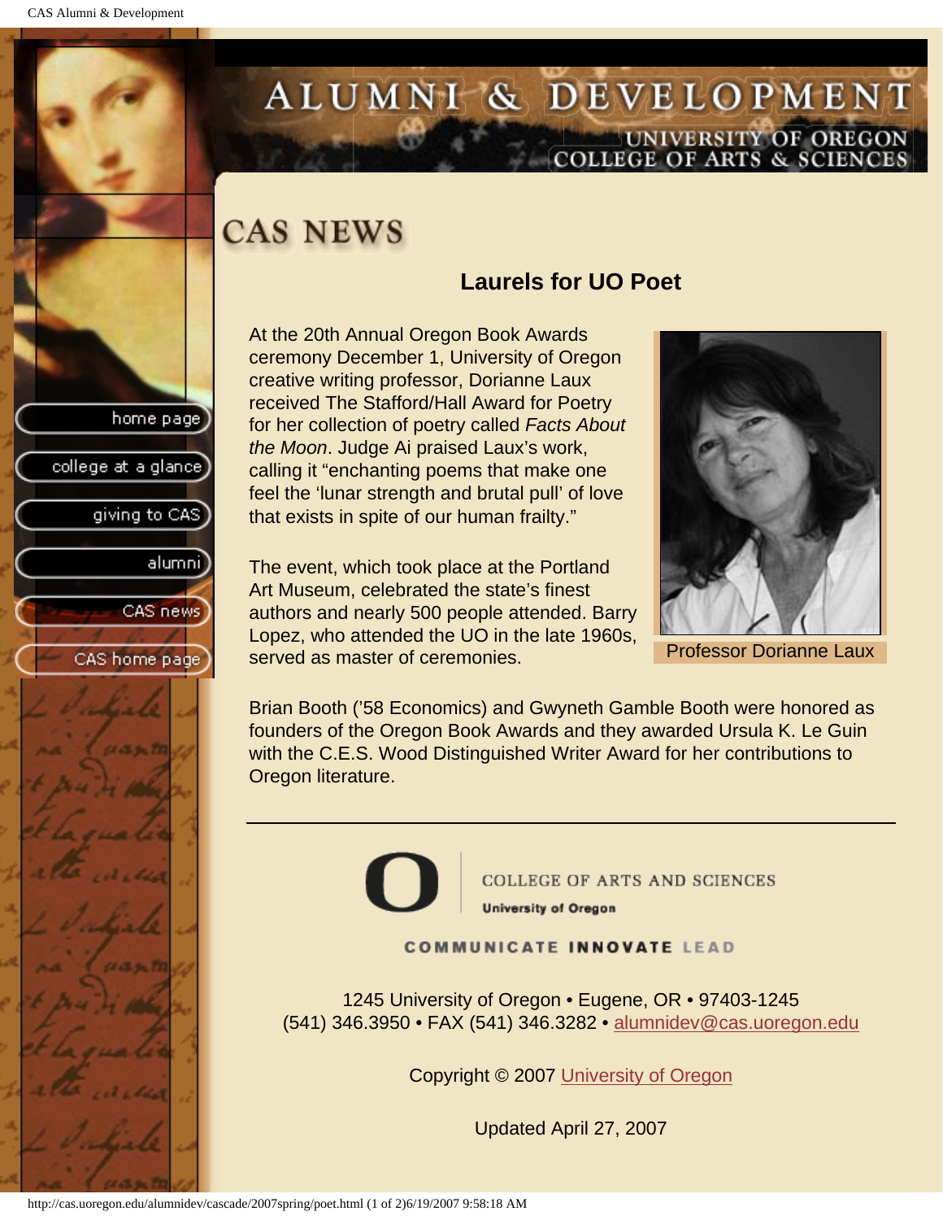# CAS NEWS

## Laurels for UO Poet

At the 20th Annual Oregon Book Awards ceremony December 1, University of Oregon creative writing professor, Dorianne Laux received The Stafford/Hall Award for Poetry for her collection of poetry called *Facts About the Moon*. Judge Ai praised Laux's work, calling it "enchanting poems that make one feel the 'lunar strength and brutal pull' of love that exists in spite of our human frailty."

Professor Dorianne Laux

The event, which took place at the Portland Art Museum, celebrated the state's finest authors and nearly 500 people attended. Barry Lopez, who attended the UO in the late 1960s, served as master of ceremonies.

Brian Booth ('58 Economics) and Gwyneth Gamble Booth were honored as founders of the Oregon Book Awards and they awarded Ursula K. Le Guin with the C.E.S. Wood Distinguished Writer Award for her contributions to Oregon literature.

---

COLLEGE OF ARTS AND SCIENCES
University of Oregon

COMMUNICATE INNOVATE LEAD

1245 University of Oregon • Eugene, OR • 97403-1245
(541) 346.3950 • FAX (541) 346.3282 • alumnidev@cas.uoregon.edu

Copyright © 2007 University of Oregon

Updated April 27, 2007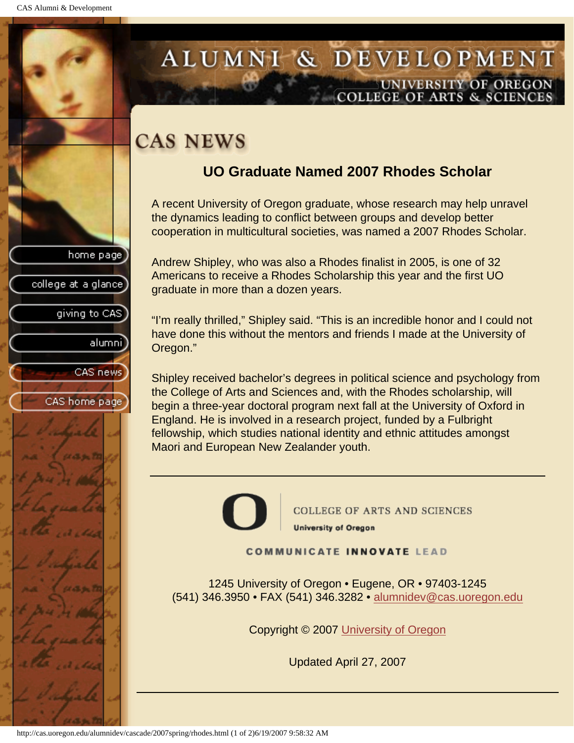# ALUMNI & DEVELOPMENT

UNIVERSITY OF OREGON
COLLEGE OF ARTS & SCIENCES

- home page
- college at a glance
- giving to CAS
- alumni
- CAS news
- CAS home page

## CAS NEWS

### UO Graduate Named 2007 Rhodes Scholar

A recent University of Oregon graduate, whose research may help unravel the dynamics leading to conflict between groups and develop better cooperation in multicultural societies, was named a 2007 Rhodes Scholar.

Andrew Shipley, who was also a Rhodes finalist in 2005, is one of 32 Americans to receive a Rhodes Scholarship this year and the first UO graduate in more than a dozen years.

“I’m really thrilled,” Shipley said. “This is an incredible honor and I could not have done this without the mentors and friends I made at the University of Oregon.”

Shipley received bachelor’s degrees in political science and psychology from the College of Arts and Sciences and, with the Rhodes scholarship, will begin a three-year doctoral program next fall at the University of Oxford in England. He is involved in a research project, funded by a Fulbright fellowship, which studies national identity and ethnic attitudes amongst Maori and European New Zealander youth.

---

COLLEGE OF ARTS AND SCIENCES
University of Oregon

COMMUNICATE INNOVATE LEAD

1245 University of Oregon • Eugene, OR • 97403-1245
(541) 346.3950 • FAX (541) 346.3282 • alumnidev@cas.uoregon.edu

Copyright © 2007 University of Oregon

Updated April 27, 2007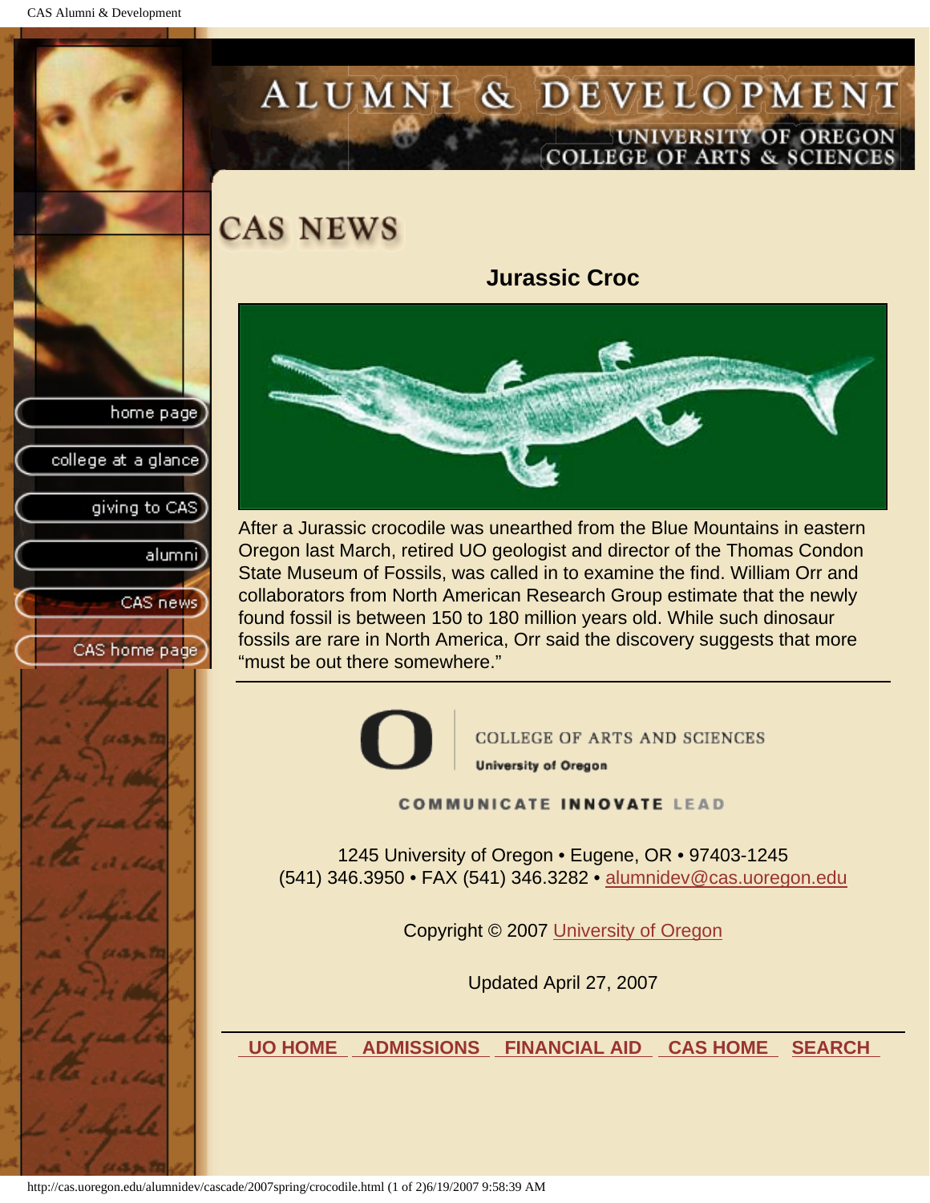# CAS NEWS

## Jurassic Croc

After a Jurassic crocodile was unearthed from the Blue Mountains in eastern Oregon last March, retired UO geologist and director of the Thomas Condon State Museum of Fossils, was called in to examine the find. William Orr and collaborators from North American Research Group estimate that the newly found fossil is between 150 to 180 million years old. While such dinosaur fossils are rare in North America, Orr said the discovery suggests that more "must be out there somewhere."

---

COLLEGE OF ARTS AND SCIENCES
University of Oregon

COMMUNICATE INNOVATE LEAD

1245 University of Oregon • Eugene, OR • 97403-1245
(541) 346.3950 • FAX (541) 346.3282 • alumnidev@cas.uoregon.edu

Copyright © 2007 University of Oregon

Updated April 27, 2007

UO HOME | ADMISSIONS | FINANCIAL AID | CAS HOME | SEARCH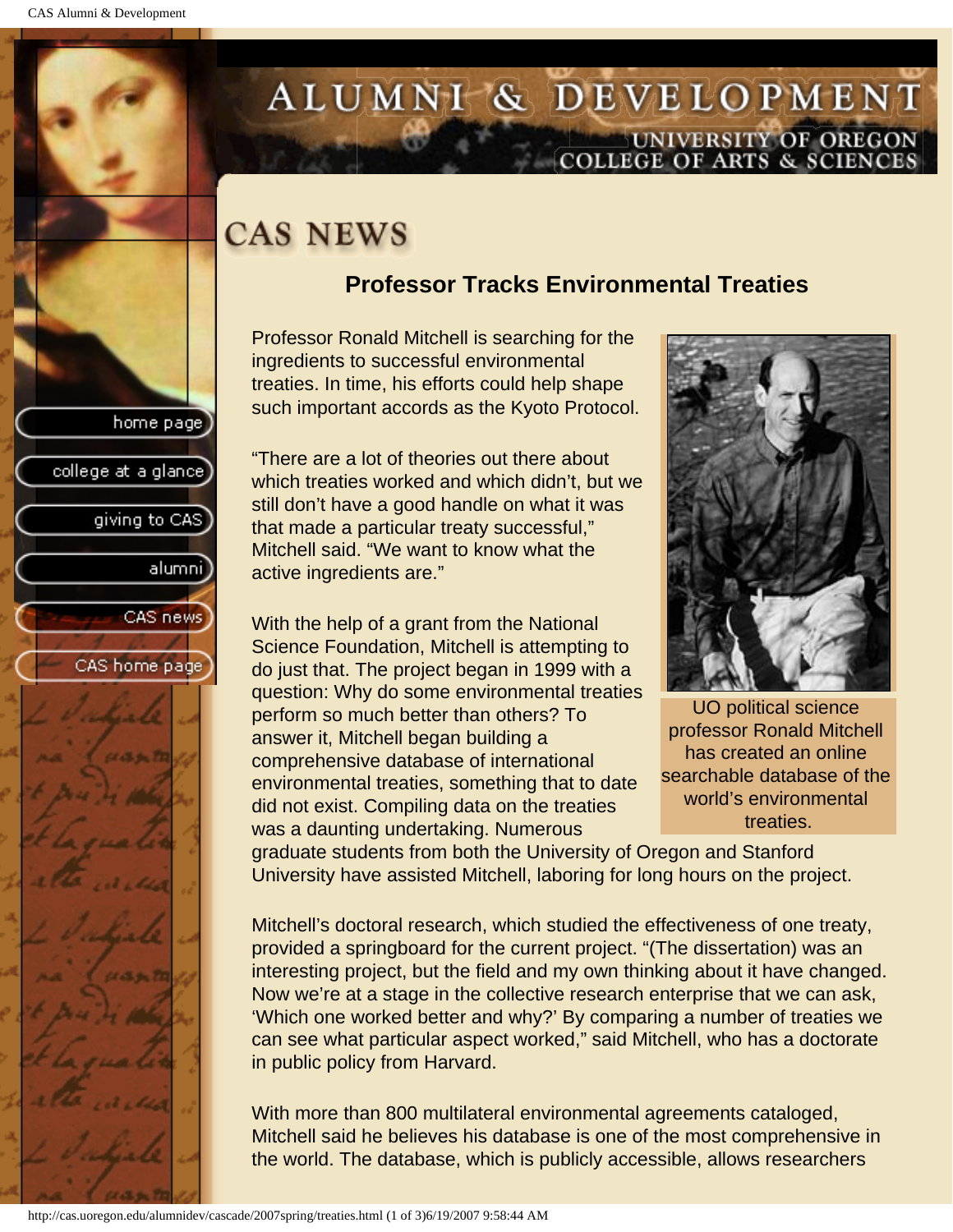# CAS NEWS

## Professor Tracks Environmental Treaties

Professor Ronald Mitchell is searching for the ingredients to successful environmental treaties. In time, his efforts could help shape such important accords as the Kyoto Protocol.

"There are a lot of theories out there about which treaties worked and which didn't, but we still don't have a good handle on what it was that made a particular treaty successful," Mitchell said. "We want to know what the active ingredients are."

UO political science professor Ronald Mitchell has created an online searchable database of the world's environmental treaties.

With the help of a grant from the National Science Foundation, Mitchell is attempting to do just that. The project began in 1999 with a question: Why do some environmental treaties perform so much better than others? To answer it, Mitchell began building a comprehensive database of international environmental treaties, something that to date did not exist. Compiling data on the treaties was a daunting undertaking. Numerous graduate students from both the University of Oregon and Stanford University have assisted Mitchell, laboring for long hours on the project.

Mitchell's doctoral research, which studied the effectiveness of one treaty, provided a springboard for the current project. "(The dissertation) was an interesting project, but the field and my own thinking about it have changed. Now we're at a stage in the collective research enterprise that we can ask, 'Which one worked better and why?' By comparing a number of treaties we can see what particular aspect worked," said Mitchell, who has a doctorate in public policy from Harvard.

With more than 800 multilateral environmental agreements cataloged, Mitchell said he believes his database is one of the most comprehensive in the world. The database, which is publicly accessible, allows researchers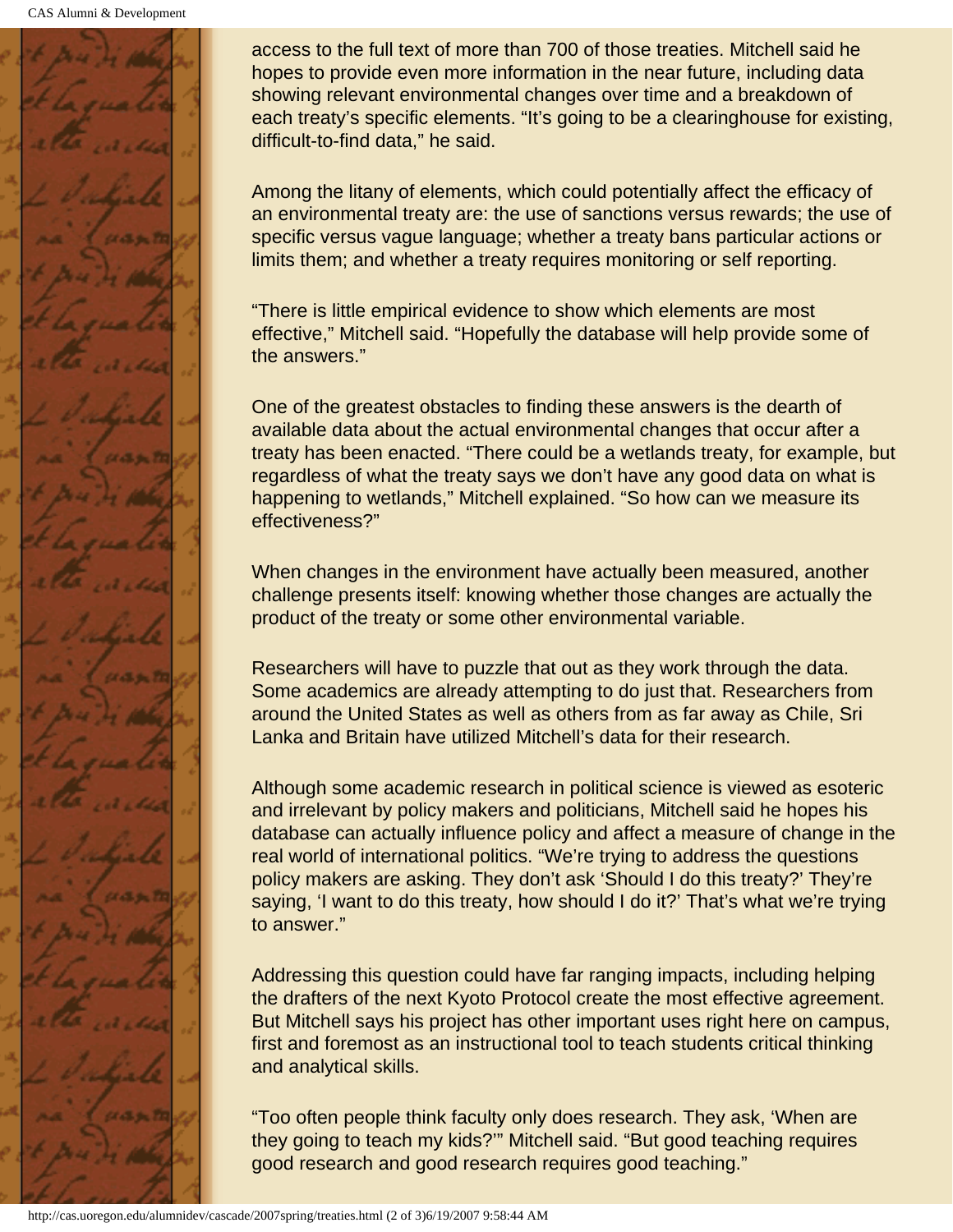access to the full text of more than 700 of those treaties. Mitchell said he hopes to provide even more information in the near future, including data showing relevant environmental changes over time and a breakdown of each treaty's specific elements. "It's going to be a clearinghouse for existing, difficult-to-find data," he said.

Among the litany of elements, which could potentially affect the efficacy of an environmental treaty are: the use of sanctions versus rewards; the use of specific versus vague language; whether a treaty bans particular actions or limits them; and whether a treaty requires monitoring or self reporting.

"There is little empirical evidence to show which elements are most effective," Mitchell said. "Hopefully the database will help provide some of the answers."

One of the greatest obstacles to finding these answers is the dearth of available data about the actual environmental changes that occur after a treaty has been enacted. "There could be a wetlands treaty, for example, but regardless of what the treaty says we don't have any good data on what is happening to wetlands," Mitchell explained. "So how can we measure its effectiveness?"

When changes in the environment have actually been measured, another challenge presents itself: knowing whether those changes are actually the product of the treaty or some other environmental variable.

Researchers will have to puzzle that out as they work through the data. Some academics are already attempting to do just that. Researchers from around the United States as well as others from as far away as Chile, Sri Lanka and Britain have utilized Mitchell's data for their research.

Although some academic research in political science is viewed as esoteric and irrelevant by policy makers and politicians, Mitchell said he hopes his database can actually influence policy and affect a measure of change in the real world of international politics. "We're trying to address the questions policy makers are asking. They don't ask 'Should I do this treaty?' They're saying, 'I want to do this treaty, how should I do it?' That's what we're trying to answer."

Addressing this question could have far ranging impacts, including helping the drafters of the next Kyoto Protocol create the most effective agreement. But Mitchell says his project has other important uses right here on campus, first and foremost as an instructional tool to teach students critical thinking and analytical skills.

"Too often people think faculty only does research. They ask, 'When are they going to teach my kids?'" Mitchell said. "But good teaching requires good research and good research requires good teaching."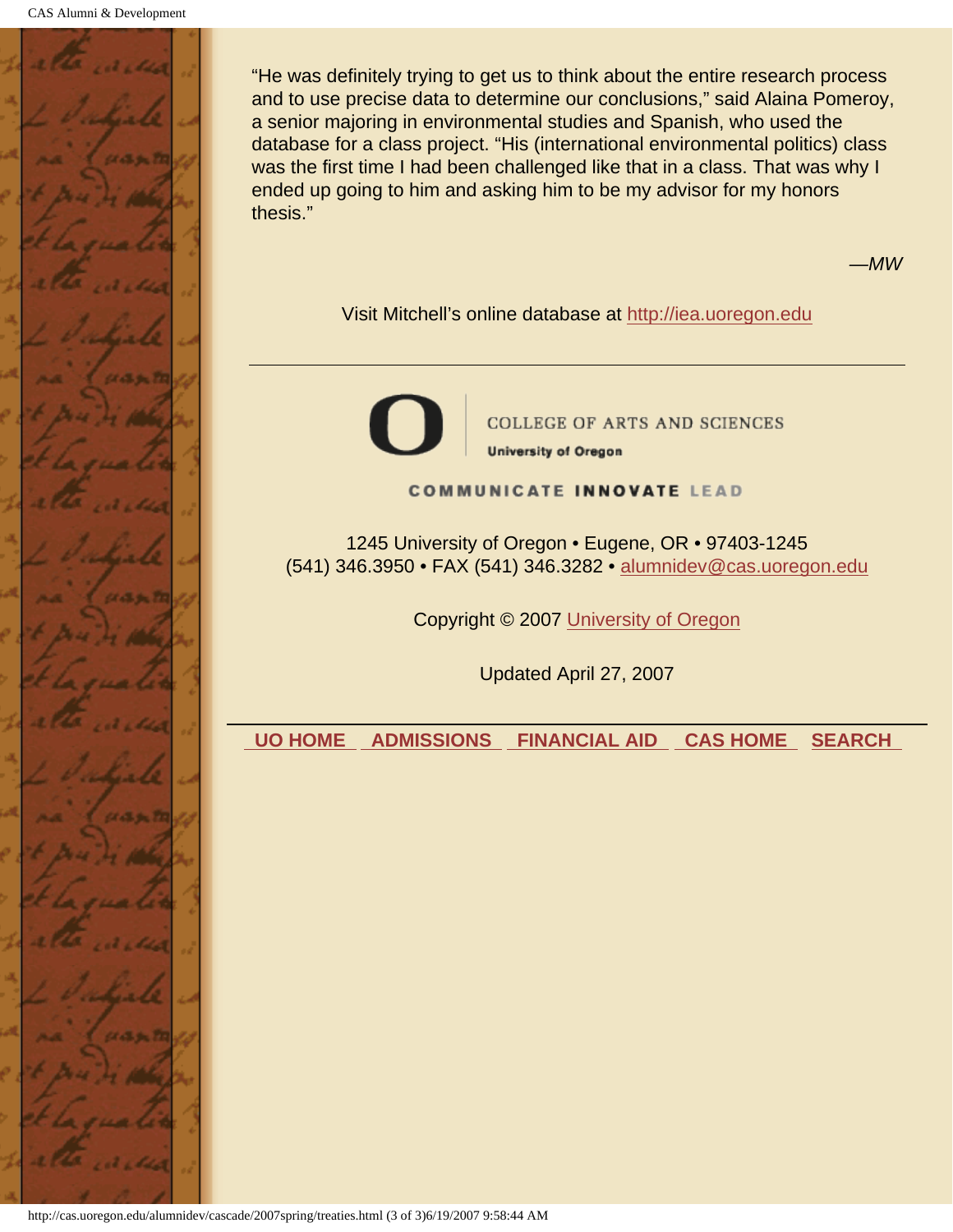"He was definitely trying to get us to think about the entire research process and to use precise data to determine our conclusions," said Alaina Pomeroy, a senior majoring in environmental studies and Spanish, who used the database for a class project. "His (international environmental politics) class was the first time I had been challenged like that in a class. That was why I ended up going to him and asking him to be my advisor for my honors thesis."

*—MW*

Visit Mitchell's online database at [http://iea.uoregon.edu](http://iea.uoregon.edu)

---

COLLEGE OF ARTS AND SCIENCES
**University of Oregon**

COMMUNICATE **INNOVATE** LEAD

1245 University of Oregon • Eugene, OR • 97403-1245
(541) 346.3950 • FAX (541) 346.3282 • alumnidev@cas.uoregon.edu

Copyright © 2007 University of Oregon

Updated April 27, 2007

---

**UO HOME** **ADMISSIONS** **FINANCIAL AID** **CAS HOME** **SEARCH**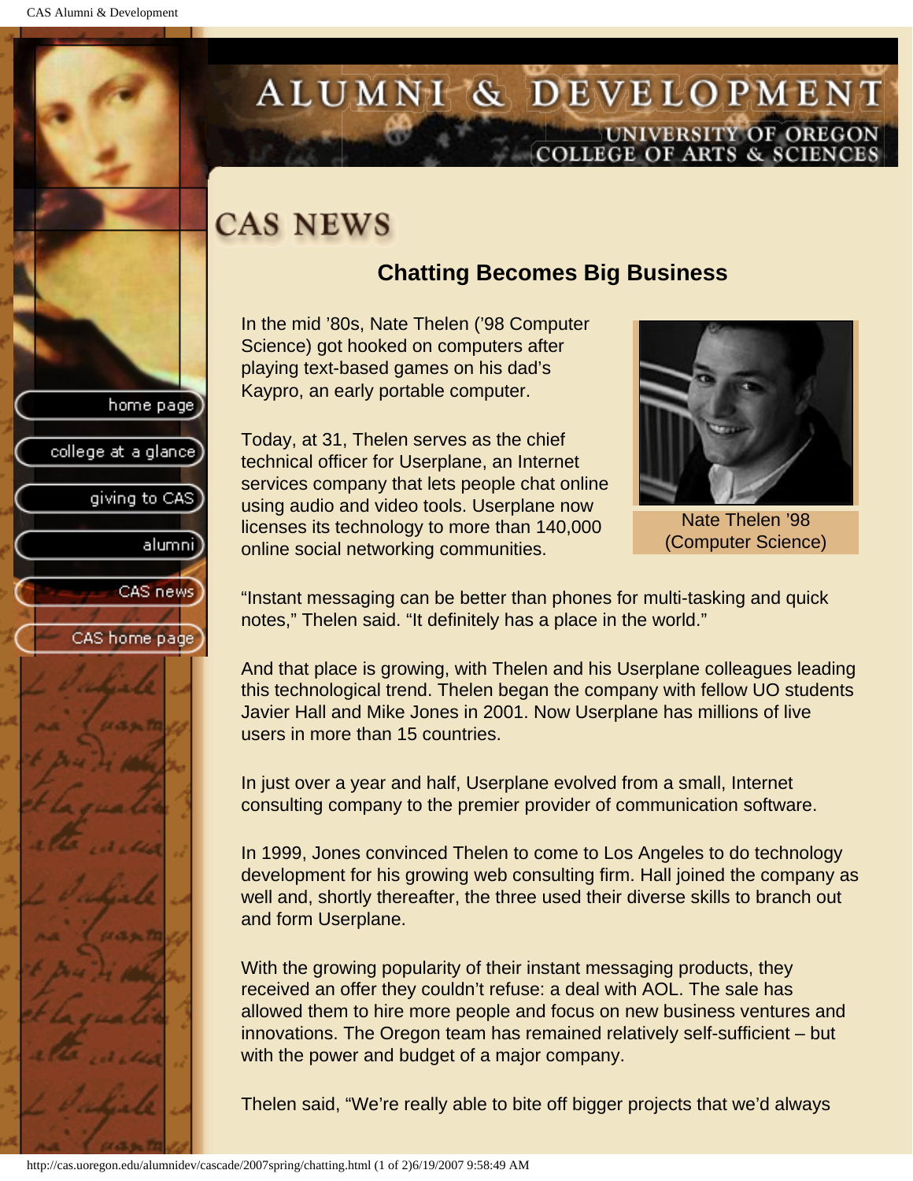# CAS NEWS

## Chatting Becomes Big Business

In the mid ’80s, Nate Thelen (’98 Computer Science) got hooked on computers after playing text-based games on his dad’s Kaypro, an early portable computer.

Today, at 31, Thelen serves as the chief technical officer for Userplane, an Internet services company that lets people chat online using audio and video tools. Userplane now licenses its technology to more than 140,000 online social networking communities.

Nate Thelen ’98 (Computer Science)

“Instant messaging can be better than phones for multi-tasking and quick notes,” Thelen said. “It definitely has a place in the world.”

And that place is growing, with Thelen and his Userplane colleagues leading this technological trend. Thelen began the company with fellow UO students Javier Hall and Mike Jones in 2001. Now Userplane has millions of live users in more than 15 countries.

In just over a year and half, Userplane evolved from a small, Internet consulting company to the premier provider of communication software.

In 1999, Jones convinced Thelen to come to Los Angeles to do technology development for his growing web consulting firm. Hall joined the company as well and, shortly thereafter, the three used their diverse skills to branch out and form Userplane.

With the growing popularity of their instant messaging products, they received an offer they couldn’t refuse: a deal with AOL. The sale has allowed them to hire more people and focus on new business ventures and innovations. The Oregon team has remained relatively self-sufficient – but with the power and budget of a major company.

Thelen said, “We’re really able to bite off bigger projects that we’d always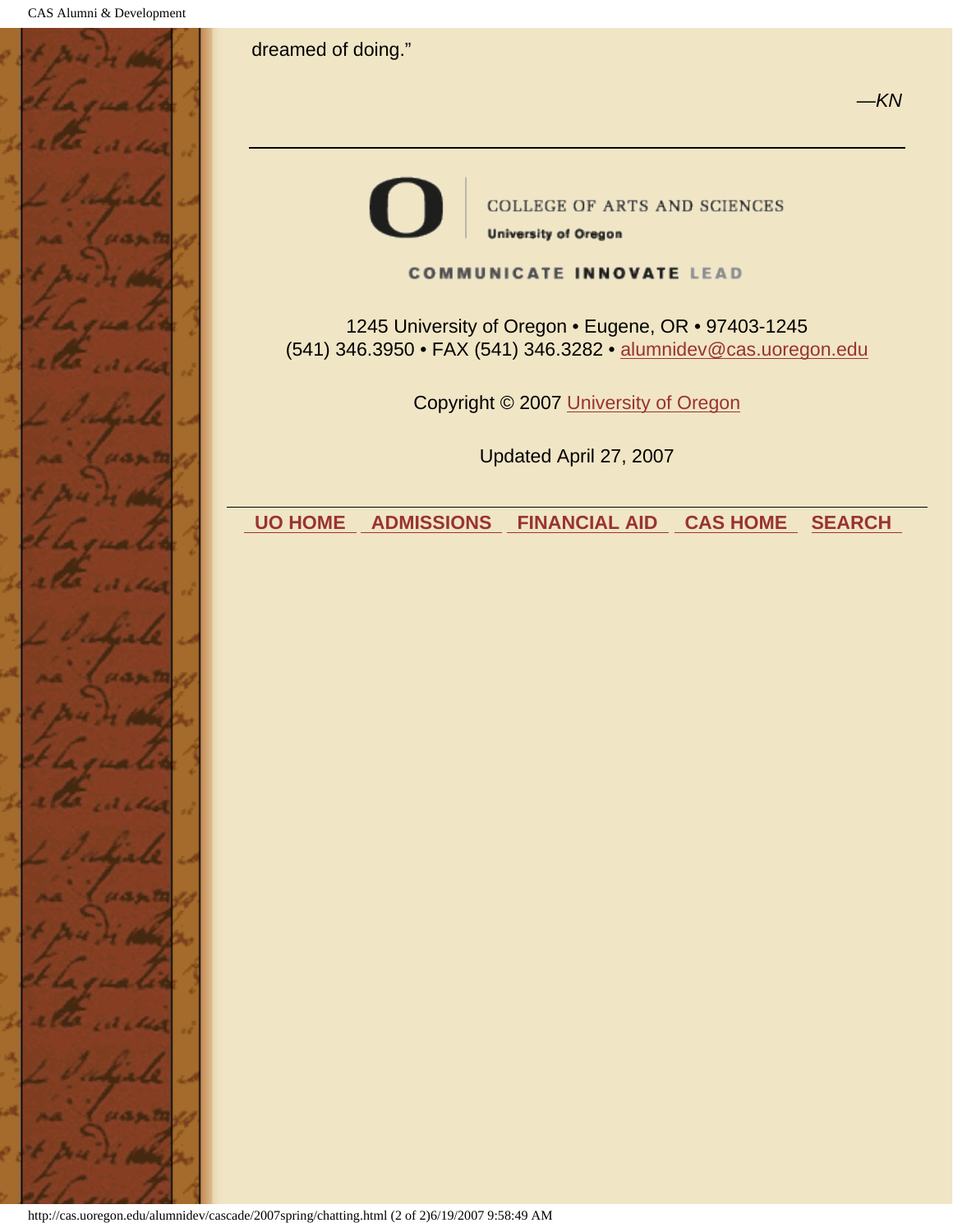dreamed of doing."

—*KN*

---

COLLEGE OF ARTS AND SCIENCES
University of Oregon

COMMUNICATE INNOVATE LEAD

1245 University of Oregon • Eugene, OR • 97403-1245
(541) 346.3950 • FAX (541) 346.3282 • alumnidev@cas.uoregon.edu

Copyright © 2007 University of Oregon

Updated April 27, 2007

---

**UO HOME** **ADMISSIONS** **FINANCIAL AID** **CAS HOME** **SEARCH**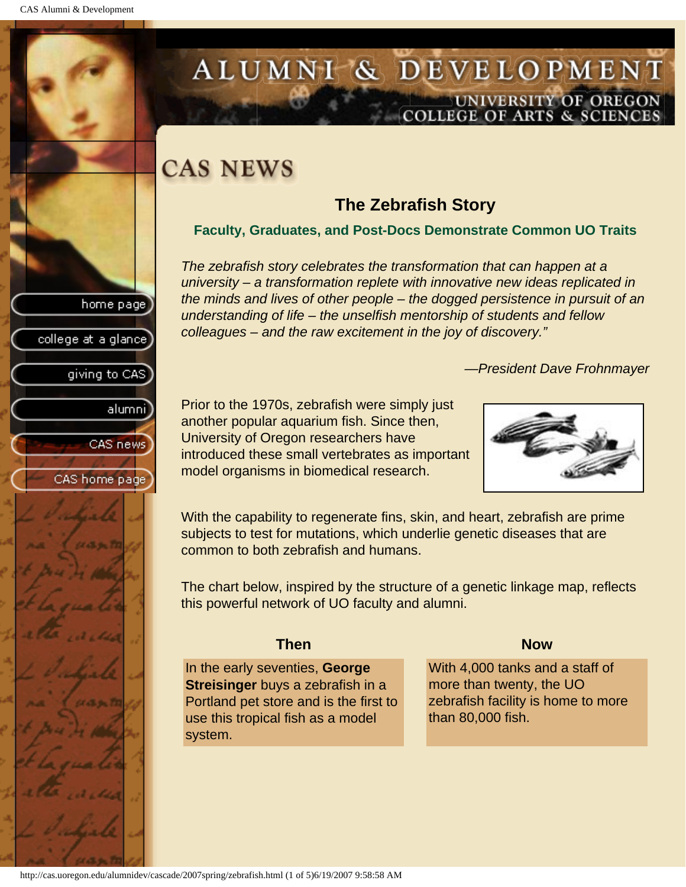# CAS NEWS

## The Zebrafish Story

### Faculty, Graduates, and Post-Docs Demonstrate Common UO Traits

*The zebrafish story celebrates the transformation that can happen at a university – a transformation replete with innovative new ideas replicated in the minds and lives of other people – the dogged persistence in pursuit of an understanding of life – the unselfish mentorship of students and fellow colleagues – and the raw excitement in the joy of discovery."*

*—President Dave Frohnmayer*

Prior to the 1970s, zebrafish were simply just another popular aquarium fish. Since then, University of Oregon researchers have introduced these small vertebrates as important model organisms in biomedical research.

With the capability to regenerate fins, skin, and heart, zebrafish are prime subjects to test for mutations, which underlie genetic diseases that are common to both zebrafish and humans.

The chart below, inspired by the structure of a genetic linkage map, reflects this powerful network of UO faculty and alumni.

| Then | Now |
|---|---|
| In the early seventies, **George Streisinger** buys a zebrafish in a Portland pet store and is the first to use this tropical fish as a model system. | With 4,000 tanks and a staff of more than twenty, the UO zebrafish facility is home to more than 80,000 fish. |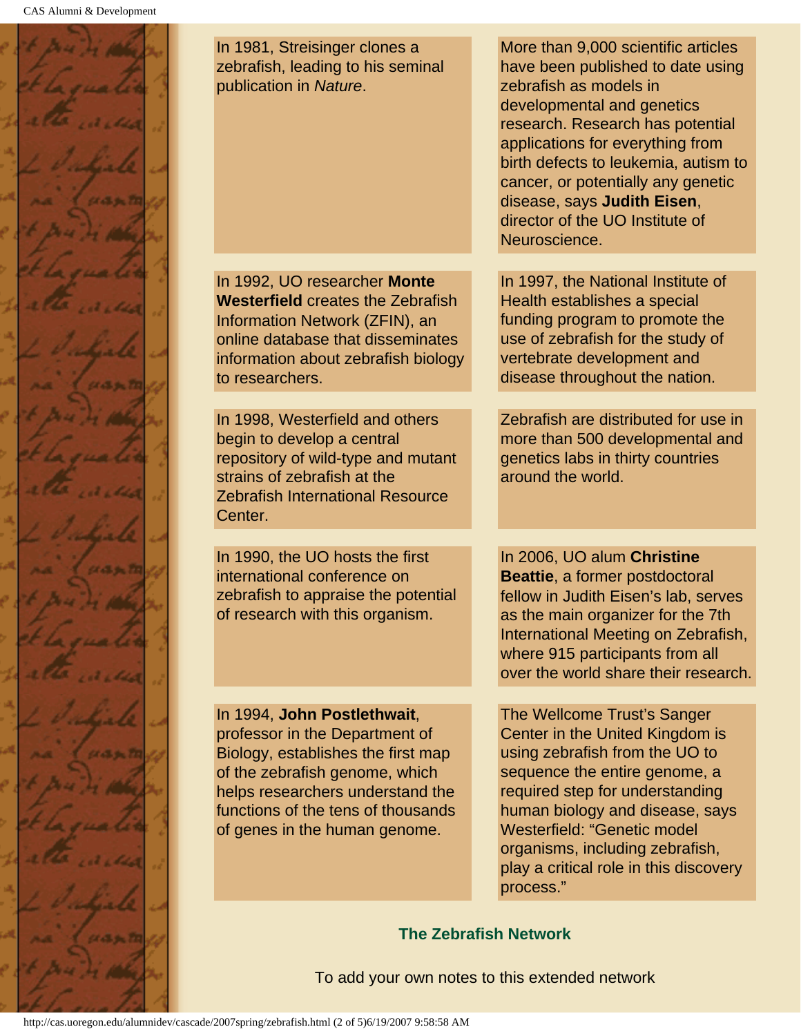In 1981, Streisinger clones a zebrafish, leading to his seminal publication in *Nature*.

More than 9,000 scientific articles have been published to date using zebrafish as models in developmental and genetics research. Research has potential applications for everything from birth defects to leukemia, autism to cancer, or potentially any genetic disease, says **Judith Eisen**, director of the UO Institute of Neuroscience.

In 1992, UO researcher **Monte Westerfield** creates the Zebrafish Information Network (ZFIN), an online database that disseminates information about zebrafish biology to researchers.

In 1997, the National Institute of Health establishes a special funding program to promote the use of zebrafish for the study of vertebrate development and disease throughout the nation.

In 1998, Westerfield and others begin to develop a central repository of wild-type and mutant strains of zebrafish at the Zebrafish International Resource Center.

Zebrafish are distributed for use in more than 500 developmental and genetics labs in thirty countries around the world.

In 1990, the UO hosts the first international conference on zebrafish to appraise the potential of research with this organism.

In 2006, UO alum **Christine Beattie**, a former postdoctoral fellow in Judith Eisen's lab, serves as the main organizer for the 7th International Meeting on Zebrafish, where 915 participants from all over the world share their research.

In 1994, **John Postlethwait**, professor in the Department of Biology, establishes the first map of the zebrafish genome, which helps researchers understand the functions of the tens of thousands of genes in the human genome.

The Wellcome Trust's Sanger Center in the United Kingdom is using zebrafish from the UO to sequence the entire genome, a required step for understanding human biology and disease, says Westerfield: "Genetic model organisms, including zebrafish, play a critical role in this discovery process."

## The Zebrafish Network

To add your own notes to this extended network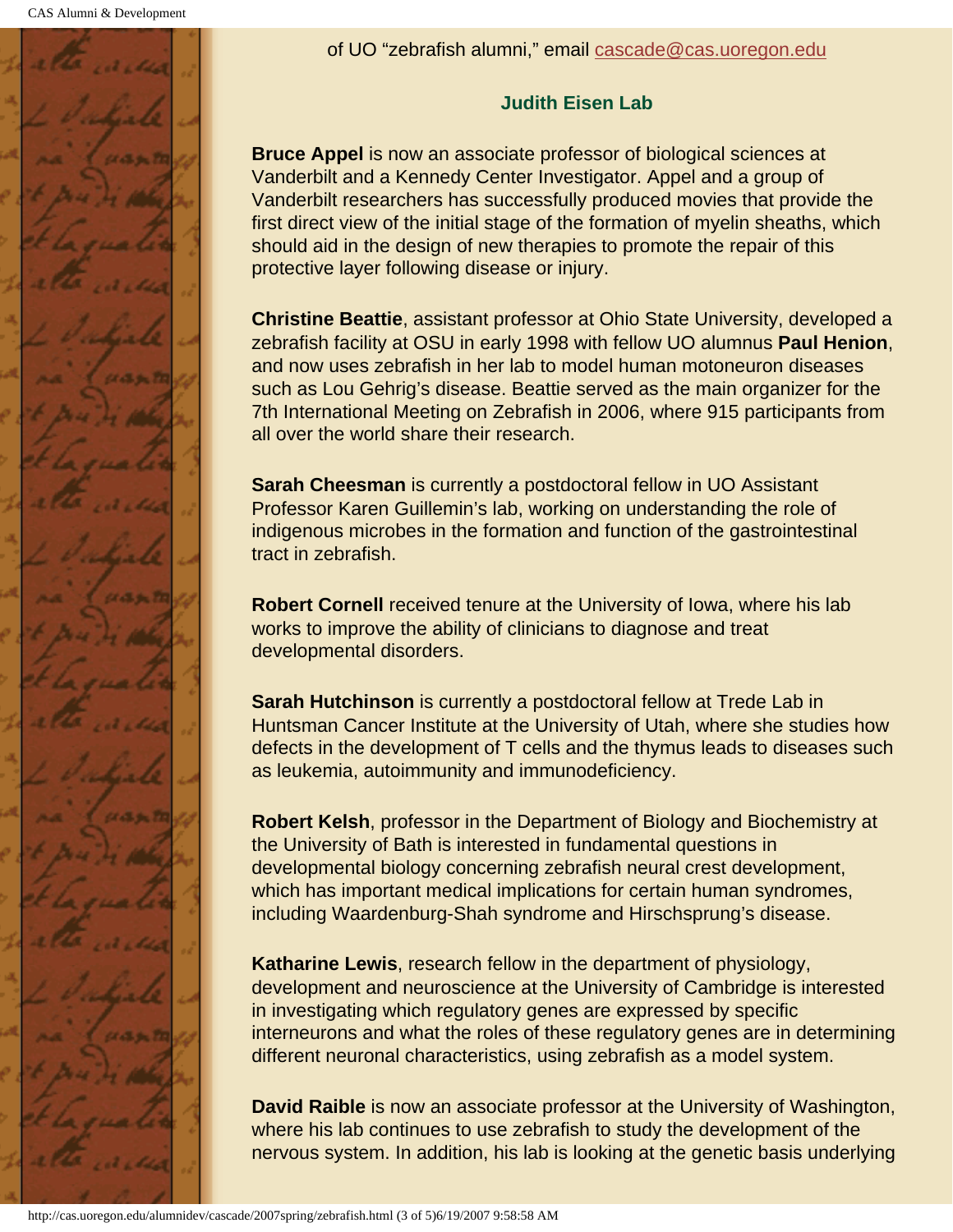of UO "zebrafish alumni," email cascade@cas.uoregon.edu

### Judith Eisen Lab

**Bruce Appel** is now an associate professor of biological sciences at Vanderbilt and a Kennedy Center Investigator. Appel and a group of Vanderbilt researchers has successfully produced movies that provide the first direct view of the initial stage of the formation of myelin sheaths, which should aid in the design of new therapies to promote the repair of this protective layer following disease or injury.

**Christine Beattie**, assistant professor at Ohio State University, developed a zebrafish facility at OSU in early 1998 with fellow UO alumnus **Paul Henion**, and now uses zebrafish in her lab to model human motoneuron diseases such as Lou Gehrig's disease. Beattie served as the main organizer for the 7th International Meeting on Zebrafish in 2006, where 915 participants from all over the world share their research.

**Sarah Cheesman** is currently a postdoctoral fellow in UO Assistant Professor Karen Guillemin's lab, working on understanding the role of indigenous microbes in the formation and function of the gastrointestinal tract in zebrafish.

**Robert Cornell** received tenure at the University of Iowa, where his lab works to improve the ability of clinicians to diagnose and treat developmental disorders.

**Sarah Hutchinson** is currently a postdoctoral fellow at Trede Lab in Huntsman Cancer Institute at the University of Utah, where she studies how defects in the development of T cells and the thymus leads to diseases such as leukemia, autoimmunity and immunodeficiency.

**Robert Kelsh**, professor in the Department of Biology and Biochemistry at the University of Bath is interested in fundamental questions in developmental biology concerning zebrafish neural crest development, which has important medical implications for certain human syndromes, including Waardenburg-Shah syndrome and Hirschsprung's disease.

**Katharine Lewis**, research fellow in the department of physiology, development and neuroscience at the University of Cambridge is interested in investigating which regulatory genes are expressed by specific interneurons and what the roles of these regulatory genes are in determining different neuronal characteristics, using zebrafish as a model system.

**David Raible** is now an associate professor at the University of Washington, where his lab continues to use zebrafish to study the development of the nervous system. In addition, his lab is looking at the genetic basis underlying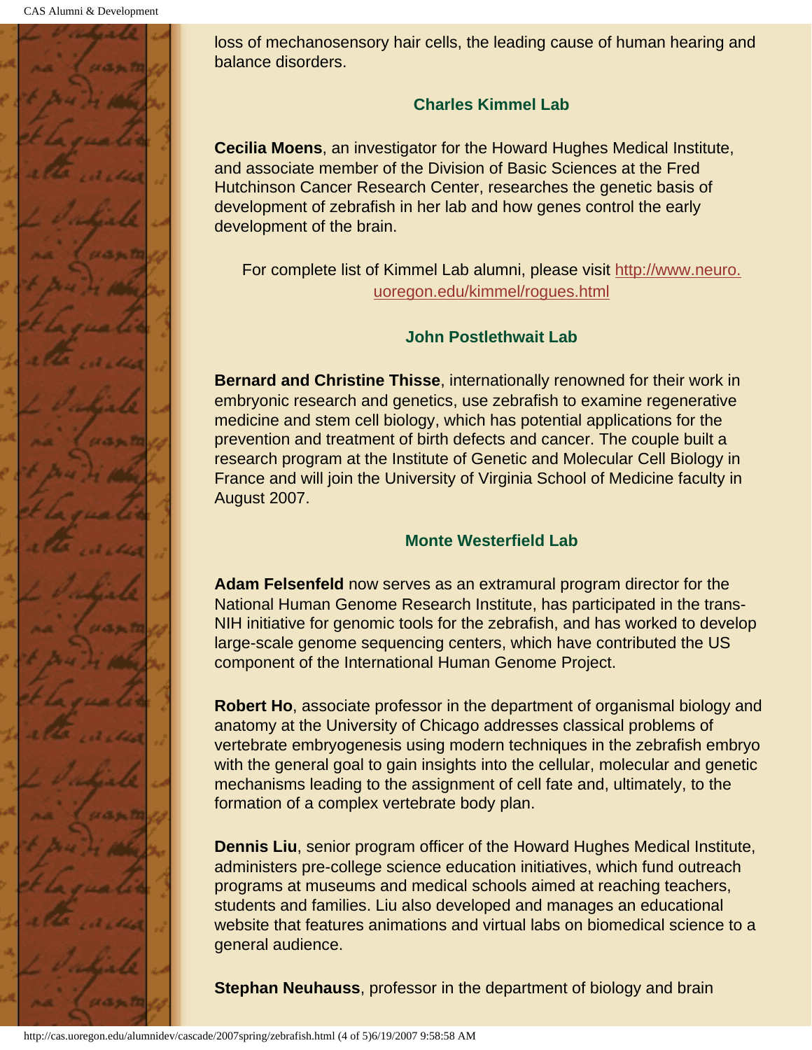loss of mechanosensory hair cells, the leading cause of human hearing and balance disorders.

### Charles Kimmel Lab

**Cecilia Moens**, an investigator for the Howard Hughes Medical Institute, and associate member of the Division of Basic Sciences at the Fred Hutchinson Cancer Research Center, researches the genetic basis of development of zebrafish in her lab and how genes control the early development of the brain.

For complete list of Kimmel Lab alumni, please visit [http://www.neuro.uoregon.edu/kimmel/rogues.html](http://www.neuro.uoregon.edu/kimmel/rogues.html)

### John Postlethwait Lab

**Bernard and Christine Thisse**, internationally renowned for their work in embryonic research and genetics, use zebrafish to examine regenerative medicine and stem cell biology, which has potential applications for the prevention and treatment of birth defects and cancer. The couple built a research program at the Institute of Genetic and Molecular Cell Biology in France and will join the University of Virginia School of Medicine faculty in August 2007.

### Monte Westerfield Lab

**Adam Felsenfeld** now serves as an extramural program director for the National Human Genome Research Institute, has participated in the trans-NIH initiative for genomic tools for the zebrafish, and has worked to develop large-scale genome sequencing centers, which have contributed the US component of the International Human Genome Project.

**Robert Ho**, associate professor in the department of organismal biology and anatomy at the University of Chicago addresses classical problems of vertebrate embryogenesis using modern techniques in the zebrafish embryo with the general goal to gain insights into the cellular, molecular and genetic mechanisms leading to the assignment of cell fate and, ultimately, to the formation of a complex vertebrate body plan.

**Dennis Liu**, senior program officer of the Howard Hughes Medical Institute, administers pre-college science education initiatives, which fund outreach programs at museums and medical schools aimed at reaching teachers, students and families. Liu also developed and manages an educational website that features animations and virtual labs on biomedical science to a general audience.

**Stephan Neuhauss**, professor in the department of biology and brain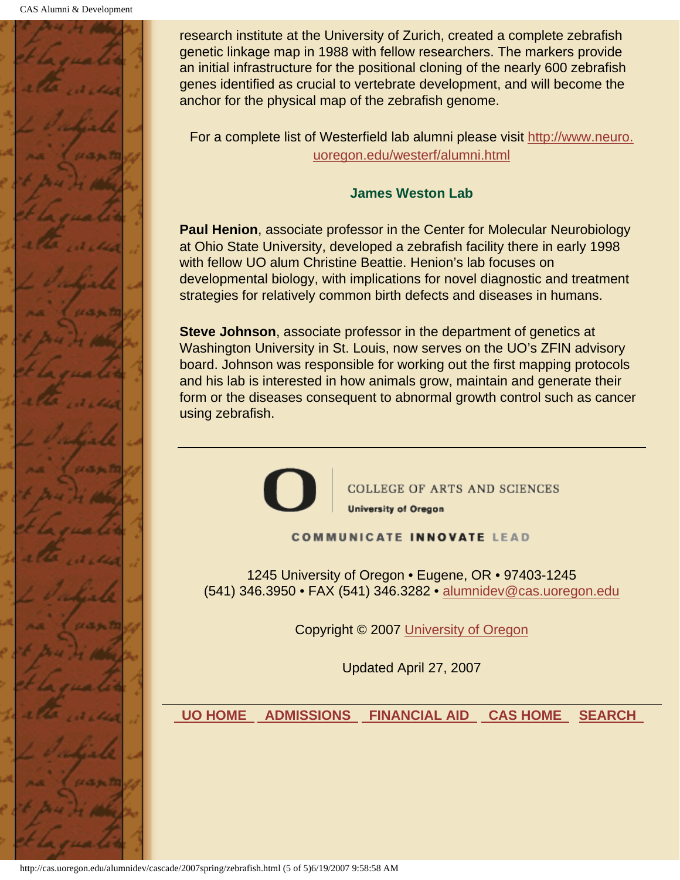research institute at the University of Zurich, created a complete zebrafish genetic linkage map in 1988 with fellow researchers. The markers provide an initial infrastructure for the positional cloning of the nearly 600 zebrafish genes identified as crucial to vertebrate development, and will become the anchor for the physical map of the zebrafish genome.

For a complete list of Westerfield lab alumni please visit http://www.neuro.uoregon.edu/westerf/alumni.html

### James Weston Lab

**Paul Henion**, associate professor in the Center for Molecular Neurobiology at Ohio State University, developed a zebrafish facility there in early 1998 with fellow UO alum Christine Beattie. Henion's lab focuses on developmental biology, with implications for novel diagnostic and treatment strategies for relatively common birth defects and diseases in humans.

**Steve Johnson**, associate professor in the department of genetics at Washington University in St. Louis, now serves on the UO's ZFIN advisory board. Johnson was responsible for working out the first mapping protocols and his lab is interested in how animals grow, maintain and generate their form or the diseases consequent to abnormal growth control such as cancer using zebrafish.

---

COLLEGE OF ARTS AND SCIENCES
University of Oregon

COMMUNICATE INNOVATE LEAD

1245 University of Oregon • Eugene, OR • 97403-1245
(541) 346.3950 • FAX (541) 346.3282 • alumnidev@cas.uoregon.edu

Copyright © 2007 University of Oregon

Updated April 27, 2007

UO HOME | ADMISSIONS | FINANCIAL AID | CAS HOME | SEARCH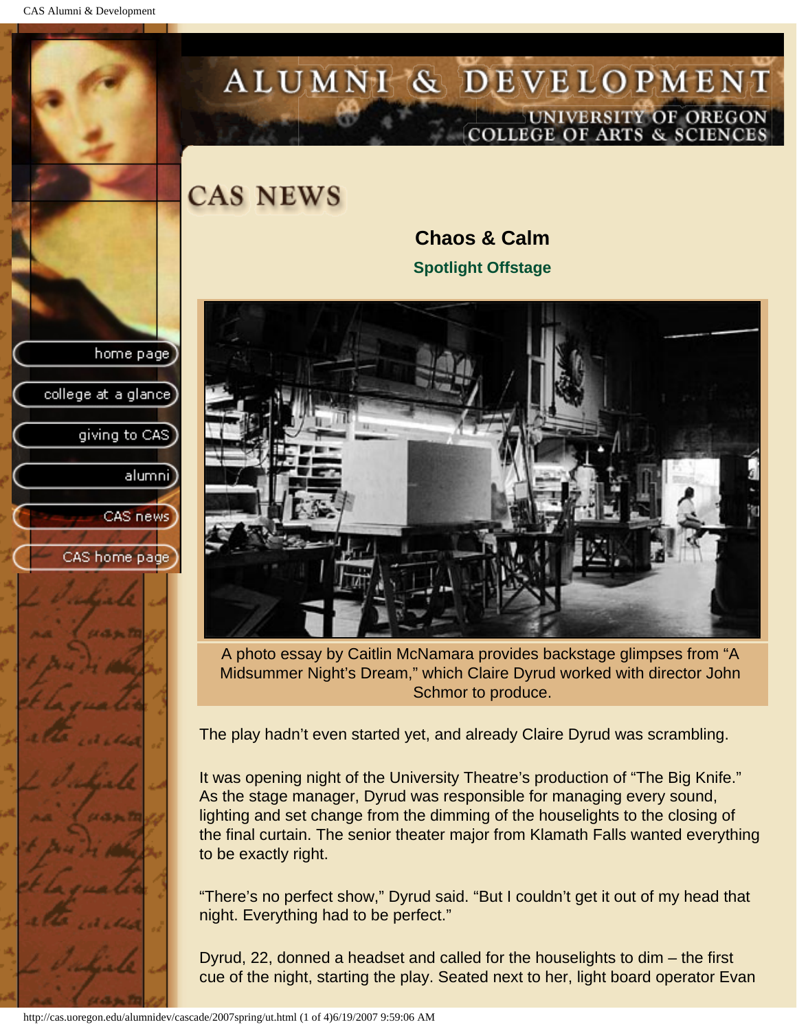# CAS NEWS

## Chaos & Calm

### Spotlight Offstage

A photo essay by Caitlin McNamara provides backstage glimpses from "A Midsummer Night's Dream," which Claire Dyrud worked with director John Schmor to produce.

The play hadn't even started yet, and already Claire Dyrud was scrambling.

It was opening night of the University Theatre's production of "The Big Knife." As the stage manager, Dyrud was responsible for managing every sound, lighting and set change from the dimming of the houselights to the closing of the final curtain. The senior theater major from Klamath Falls wanted everything to be exactly right.

"There's no perfect show," Dyrud said. "But I couldn't get it out of my head that night. Everything had to be perfect."

Dyrud, 22, donned a headset and called for the houselights to dim – the first cue of the night, starting the play. Seated next to her, light board operator Evan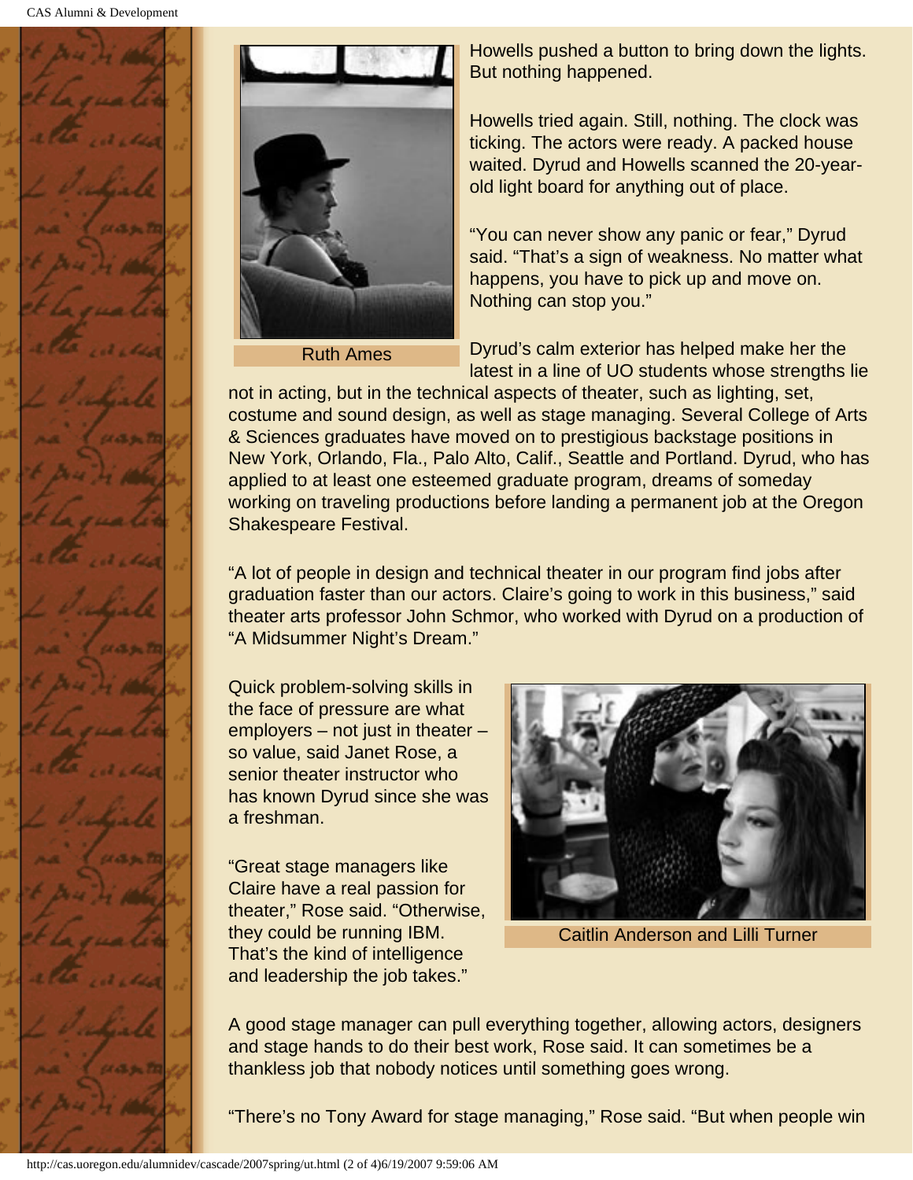Ruth Ames

Howells pushed a button to bring down the lights. But nothing happened.

Howells tried again. Still, nothing. The clock was ticking. The actors were ready. A packed house waited. Dyrud and Howells scanned the 20-year-old light board for anything out of place.

"You can never show any panic or fear," Dyrud said. "That's a sign of weakness. No matter what happens, you have to pick up and move on. Nothing can stop you."

Dyrud's calm exterior has helped make her the latest in a line of UO students whose strengths lie not in acting, but in the technical aspects of theater, such as lighting, set, costume and sound design, as well as stage managing. Several College of Arts & Sciences graduates have moved on to prestigious backstage positions in New York, Orlando, Fla., Palo Alto, Calif., Seattle and Portland. Dyrud, who has applied to at least one esteemed graduate program, dreams of someday working on traveling productions before landing a permanent job at the Oregon Shakespeare Festival.

"A lot of people in design and technical theater in our program find jobs after graduation faster than our actors. Claire's going to work in this business," said theater arts professor John Schmor, who worked with Dyrud on a production of "A Midsummer Night's Dream."

Quick problem-solving skills in the face of pressure are what employers – not just in theater – so value, said Janet Rose, a senior theater instructor who has known Dyrud since she was a freshman.

"Great stage managers like Claire have a real passion for theater," Rose said. "Otherwise, they could be running IBM. That's the kind of intelligence and leadership the job takes."

Caitlin Anderson and Lilli Turner

A good stage manager can pull everything together, allowing actors, designers and stage hands to do their best work, Rose said. It can sometimes be a thankless job that nobody notices until something goes wrong.

"There's no Tony Award for stage managing," Rose said. "But when people win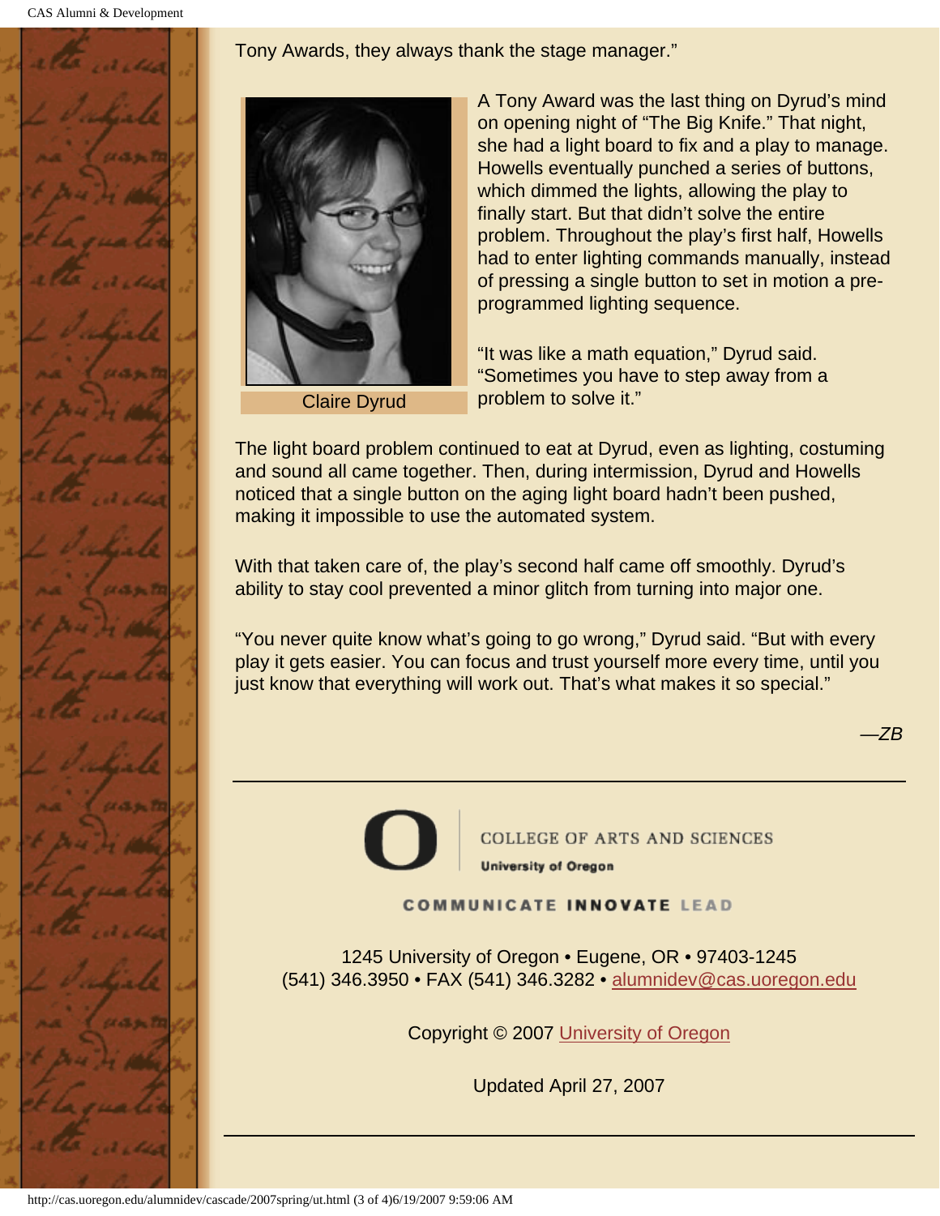Tony Awards, they always thank the stage manager."

Claire Dyrud

A Tony Award was the last thing on Dyrud's mind on opening night of "The Big Knife." That night, she had a light board to fix and a play to manage. Howells eventually punched a series of buttons, which dimmed the lights, allowing the play to finally start. But that didn't solve the entire problem. Throughout the play's first half, Howells had to enter lighting commands manually, instead of pressing a single button to set in motion a pre-programmed lighting sequence.

"It was like math equation," Dyrud said. "Sometimes you have to step away from a problem to solve it."

The light board problem continued to eat at Dyrud, even as lighting, costuming and sound all came together. Then, during intermission, Dyrud and Howells noticed that a single button on the aging light board hadn't been pushed, making it impossible to use the automated system.

With that taken care of, the play's second half came off smoothly. Dyrud's ability to stay cool prevented a minor glitch from turning into major one.

"You never quite know what's going to go wrong," Dyrud said. "But with every play it gets easier. You can focus and trust yourself more every time, until you just know that everything will work out. That's what makes it so special."

*—ZB*

---

COLLEGE OF ARTS AND SCIENCES
University of Oregon

COMMUNICATE INNOVATE LEAD

1245 University of Oregon • Eugene, OR • 97403-1245
(541) 346.3950 • FAX (541) 346.3282 • alumnidev@cas.uoregon.edu

Copyright © 2007 University of Oregon

Updated April 27, 2007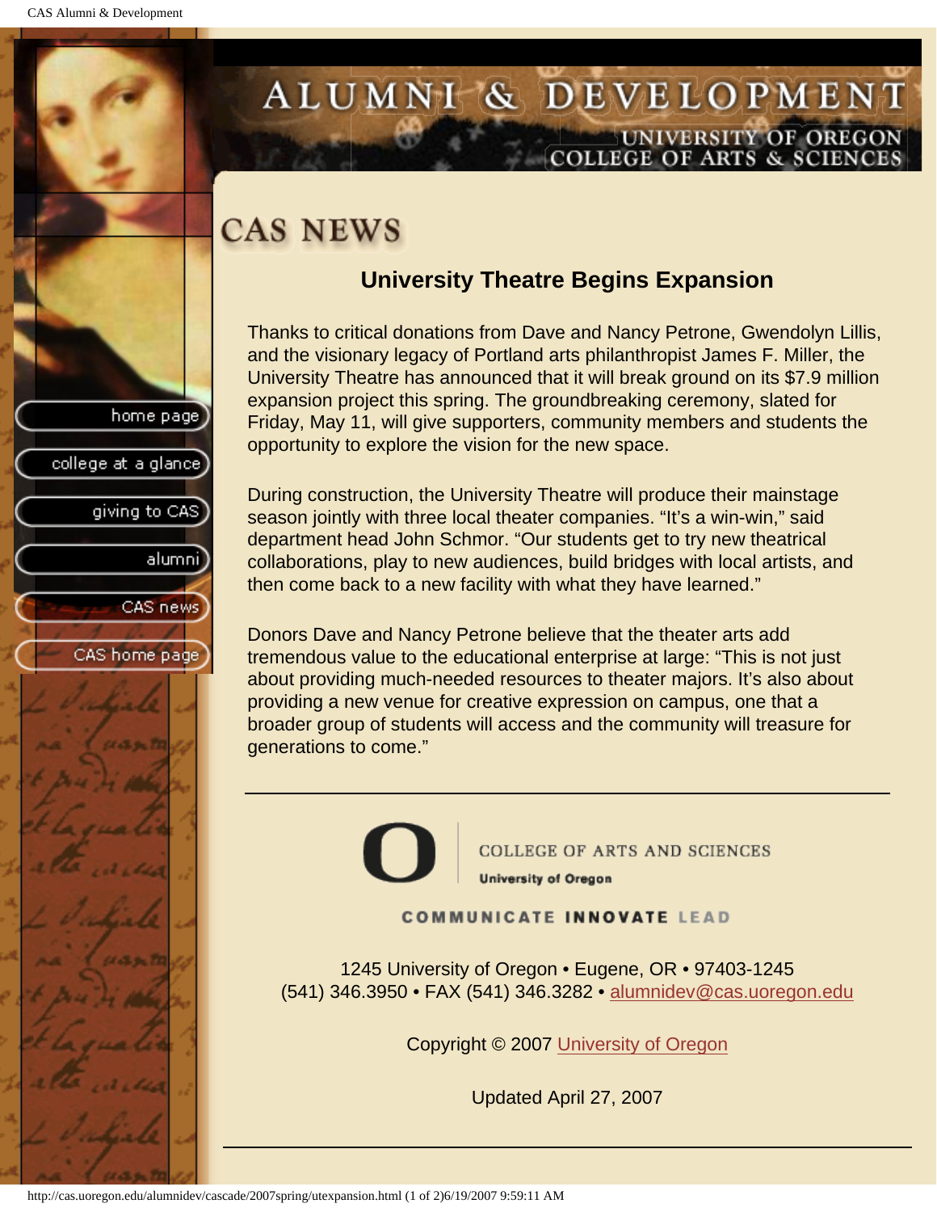# CAS NEWS

## University Theatre Begins Expansion

Thanks to critical donations from Dave and Nancy Petrone, Gwendolyn Lillis, and the visionary legacy of Portland arts philanthropist James F. Miller, the University Theatre has announced that it will break ground on its $7.9 million expansion project this spring. The groundbreaking ceremony, slated for Friday, May 11, will give supporters, community members and students the opportunity to explore the vision for the new space.

During construction, the University Theatre will produce their mainstage season jointly with three local theater companies. “It’s a win-win,” said department head John Schmor. “Our students get to try new theatrical collaborations, play to new audiences, build bridges with local artists, and then come back to a new facility with what they have learned.”

Donors Dave and Nancy Petrone believe that the theater arts add tremendous value to the educational enterprise at large: “This is not just about providing much-needed resources to theater majors. It’s also about providing a new venue for creative expression on campus, one that a broader group of students will access and the community will treasure for generations to come.”

---

COLLEGE OF ARTS AND SCIENCES
University of Oregon

COMMUNICATE INNOVATE LEAD

1245 University of Oregon • Eugene, OR • 97403-1245
(541) 346.3950 • FAX (541) 346.3282 • alumnidev@cas.uoregon.edu

Copyright © 2007 University of Oregon

Updated April 27, 2007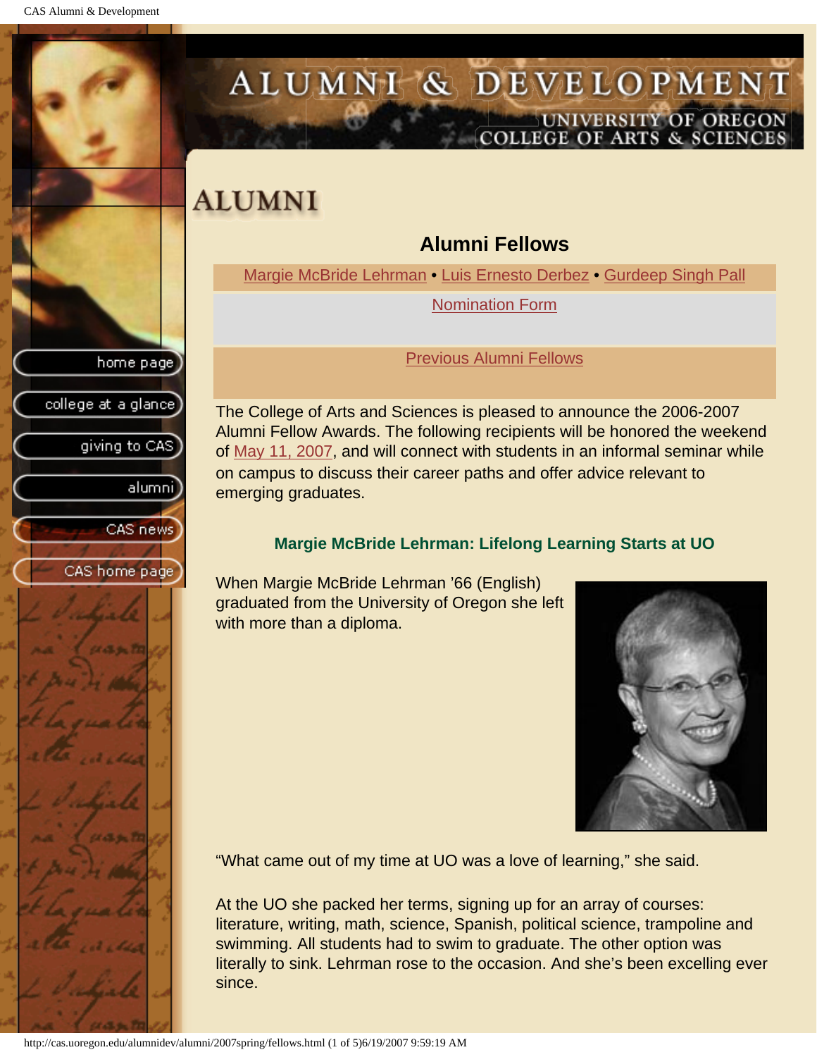# ALUMNI

## Alumni Fellows

Margie McBride Lehrman • Luis Ernesto Derbez • Gurdeep Singh Pall

Nomination Form

Previous Alumni Fellows

The College of Arts and Sciences is pleased to announce the 2006-2007 Alumni Fellow Awards. The following recipients will be honored the weekend of May 11, 2007, and will connect with students in an informal seminar while on campus to discuss their career paths and offer advice relevant to emerging graduates.

### Margie McBride Lehrman: Lifelong Learning Starts at UO

When Margie McBride Lehrman '66 (English) graduated from the University of Oregon she left with more than a diploma.

"What came out of my time at UO was a love of learning," she said.

At the UO she packed her terms, signing up for an array of courses: literature, writing, math, science, Spanish, political science, trampoline and swimming. All students had to swim to graduate. The other option was literally to sink. Lehrman rose to the occasion. And she's been excelling ever since.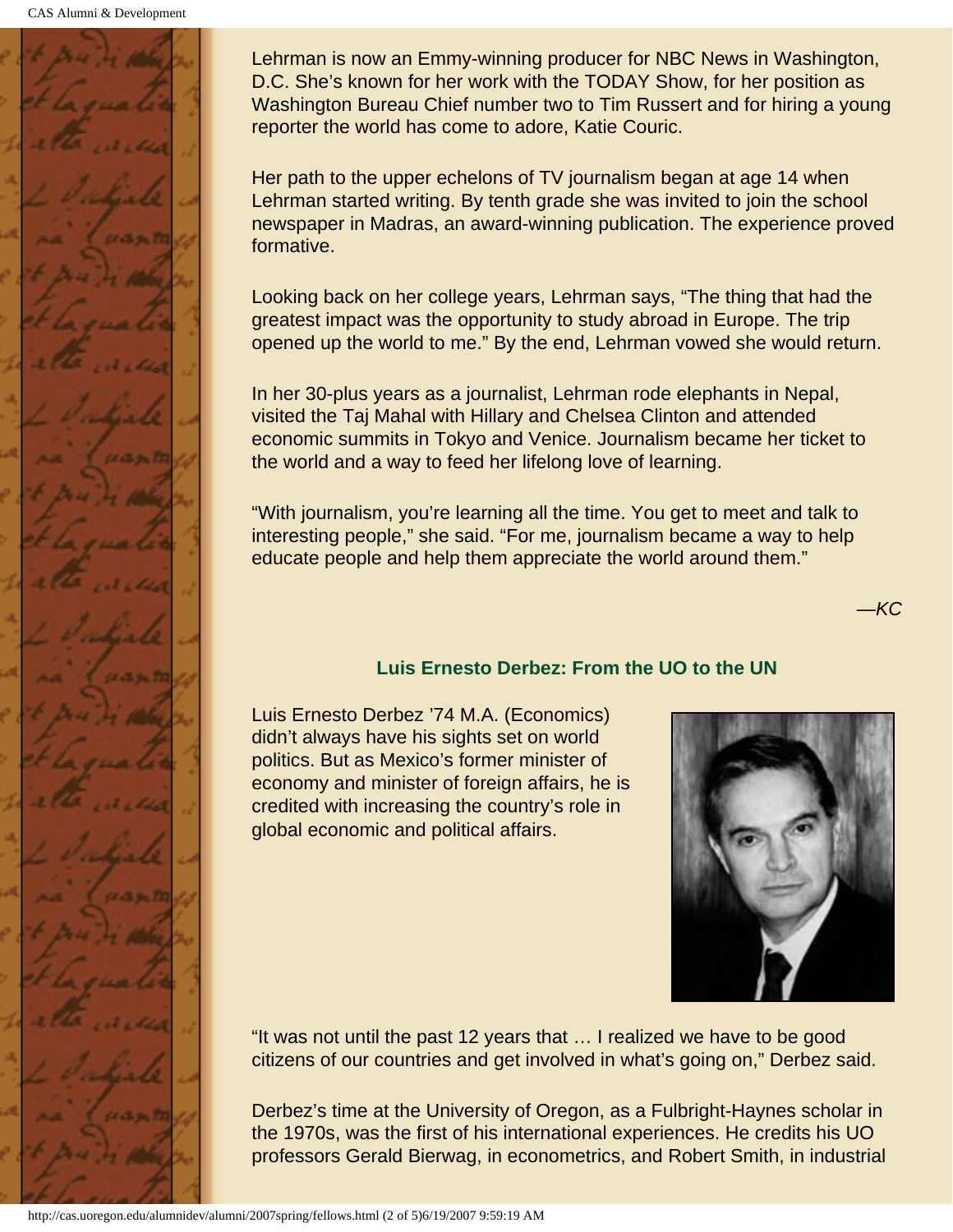Lehrman is now an Emmy-winning producer for NBC News in Washington, D.C. She's known for her work with the TODAY Show, for her position as Washington Bureau Chief number two to Tim Russert and for hiring a young reporter the world has come to adore, Katie Couric.

Her path to the upper echelons of TV journalism began at age 14 when Lehrman started writing. By tenth grade she was invited to join the school newspaper in Madras, an award-winning publication. The experience proved formative.

Looking back on her college years, Lehrman says, "The thing that had the greatest impact was the opportunity to study abroad in Europe. The trip opened up the world to me." By the end, Lehrman vowed she would return.

In her 30-plus years as a journalist, Lehrman rode elephants in Nepal, visited the Taj Mahal with Hillary and Chelsea Clinton and attended economic summits in Tokyo and Venice. Journalism became her ticket to the world and a way to feed her lifelong love of learning.

"With journalism, you're learning all the time. You get to meet and talk to interesting people," she said. "For me, journalism became a way to help educate people and help them appreciate the world around them."

*—KC*

### Luis Ernesto Derbez: From the UO to the UN

Luis Ernesto Derbez '74 M.A. (Economics) didn't always have his sights set on world politics. But as Mexico's former minister of economy and minister of foreign affairs, he is credited with increasing the country's role in global economic and political affairs.

"It was not until the past 12 years that … I realized we have to be good citizens of our countries and get involved in what's going on," Derbez said.

Derbez's time at the University of Oregon, as a Fulbright-Haynes scholar in the 1970s, was the first of his international experiences. He credits his UO professors Gerald Bierwag, in econometrics, and Robert Smith, in industrial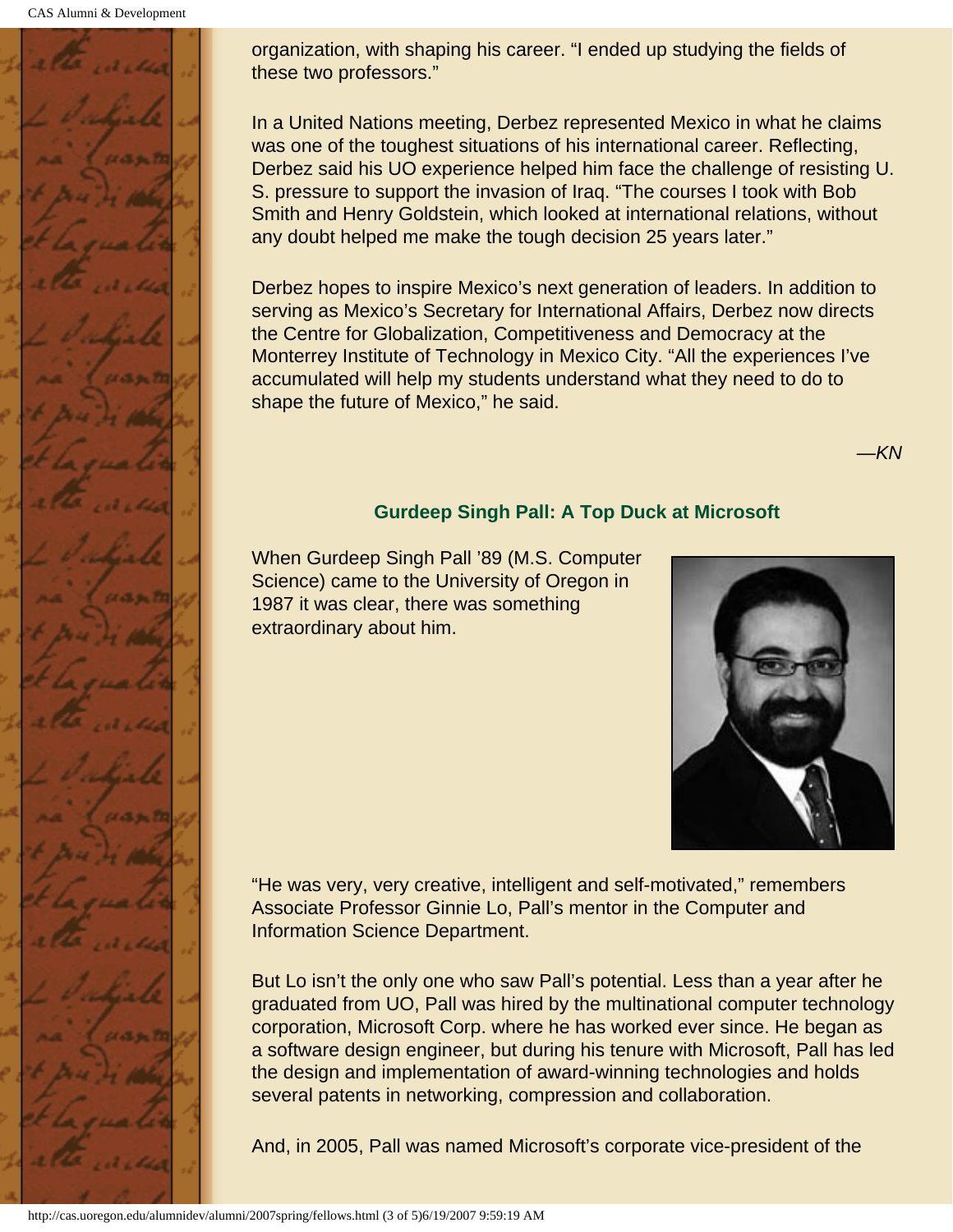organization, with shaping his career. "I ended up studying the fields of these two professors."

In a United Nations meeting, Derbez represented Mexico in what he claims was one of the toughest situations of his international career. Reflecting, Derbez said his UO experience helped him face the challenge of resisting U. S. pressure to support the invasion of Iraq. "The courses I took with Bob Smith and Henry Goldstein, which looked at international relations, without any doubt helped me make the tough decision 25 years later."

Derbez hopes to inspire Mexico's next generation of leaders. In addition to serving as Mexico's Secretary for International Affairs, Derbez now directs the Centre for Globalization, Competitiveness and Democracy at the Monterrey Institute of Technology in Mexico City. "All the experiences I've accumulated will help my students understand what they need to do to shape the future of Mexico," he said.

*—KN*

### Gurdeep Singh Pall: A Top Duck at Microsoft

When Gurdeep Singh Pall '89 (M.S. Computer Science) came to the University of Oregon in 1987 it was clear, there was something extraordinary about him.

"He was very, very creative, intelligent and self-motivated," remembers Associate Professor Ginnie Lo, Pall's mentor in the Computer and Information Science Department.

But Lo isn't the only one who saw Pall's potential. Less than a year after he graduated from UO, Pall was hired by the multinational computer technology corporation, Microsoft Corp. where he has worked ever since. He began as a software design engineer, but during his tenure with Microsoft, Pall has led the design and implementation of award-winning technologies and holds several patents in networking, compression and collaboration.

And, in 2005, Pall was named Microsoft's corporate vice-president of the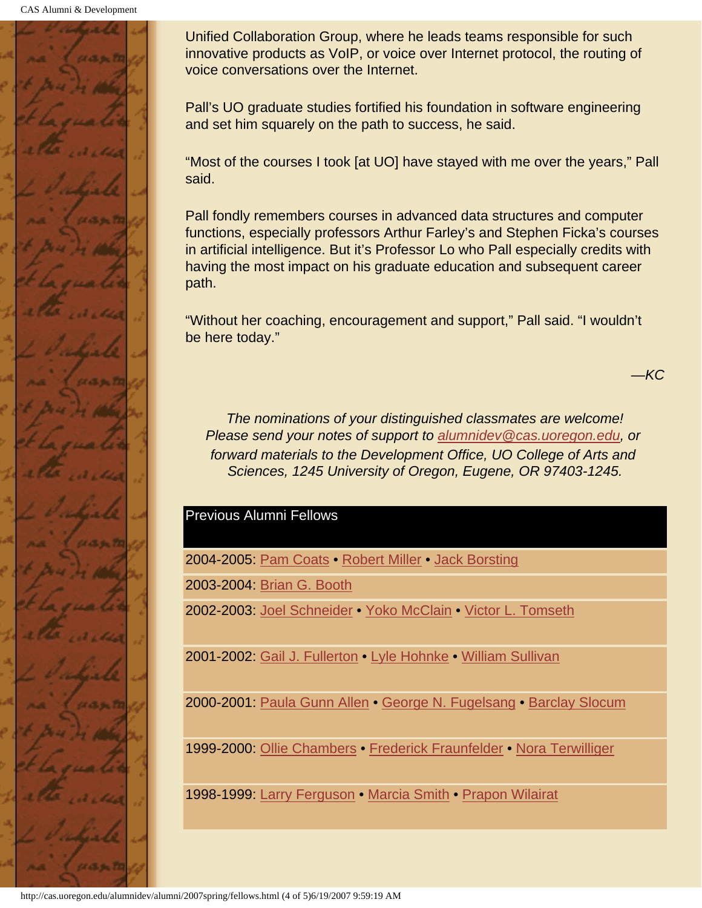Unified Collaboration Group, where he leads teams responsible for such innovative products as VoIP, or voice over Internet protocol, the routing of voice conversations over the Internet.

Pall's UO graduate studies fortified his foundation in software engineering and set him squarely on the path to success, he said.

"Most of the courses I took [at UO] have stayed with me over the years," Pall said.

Pall fondly remembers courses in advanced data structures and computer functions, especially professors Arthur Farley's and Stephen Ficka's courses in artificial intelligence. But it's Professor Lo who Pall especially credits with having the most impact on his graduate education and subsequent career path.

"Without her coaching, encouragement and support," Pall said. "I wouldn't be here today."

*—KC*

*The nominations of your distinguished classmates are welcome! Please send your notes of support to alumnidev@cas.uoregon.edu, or forward materials to the Development Office, UO College of Arts and Sciences, 1245 University of Oregon, Eugene, OR 97403-1245.*

| Previous Alumni Fellows |
| --- |
| 2004-2005: Pam Coats • Robert Miller • Jack Borsting |
| 2003-2004: Brian G. Booth |
| 2002-2003: Joel Schneider • Yoko McClain • Victor L. Tomseth |
| 2001-2002: Gail J. Fullerton • Lyle Hohnke • William Sullivan |
| 2000-2001: Paula Gunn Allen • George N. Fugelsang • Barclay Slocum |
| 1999-2000: Ollie Chambers • Frederick Fraunfelder • Nora Terwilliger |
| 1998-1999: Larry Ferguson • Marcia Smith • Prapon Wilairat |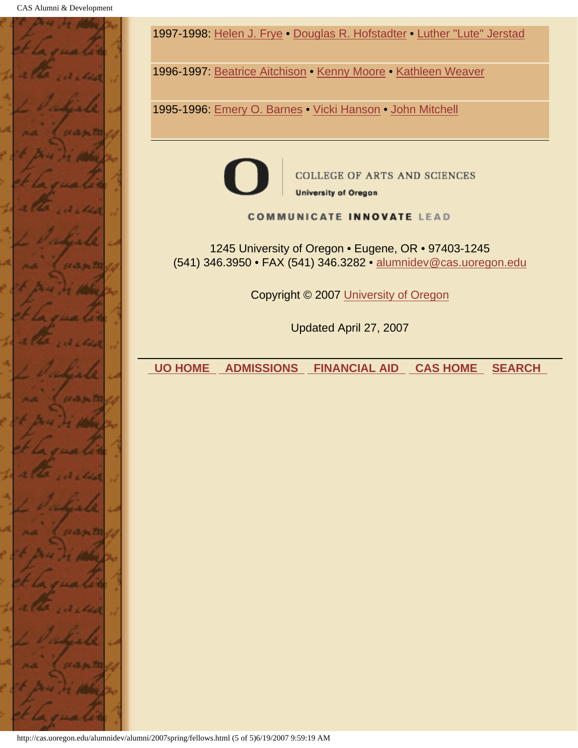1997-1998: Helen J. Frye • Douglas R. Hofstadter • Luther "Lute" Jerstad

1996-1997: Beatrice Aitchison • Kenny Moore • Kathleen Weaver

1995-1996: Emery O. Barnes • Vicki Hanson • John Mitchell

---

COLLEGE OF ARTS AND SCIENCES
University of Oregon

COMMUNICATE INNOVATE LEAD

1245 University of Oregon • Eugene, OR • 97403-1245
(541) 346.3950 • FAX (541) 346.3282 • alumnidev@cas.uoregon.edu

Copyright © 2007 University of Oregon

Updated April 27, 2007

---

**UO HOME** **ADMISSIONS** **FINANCIAL AID** **CAS HOME** **SEARCH**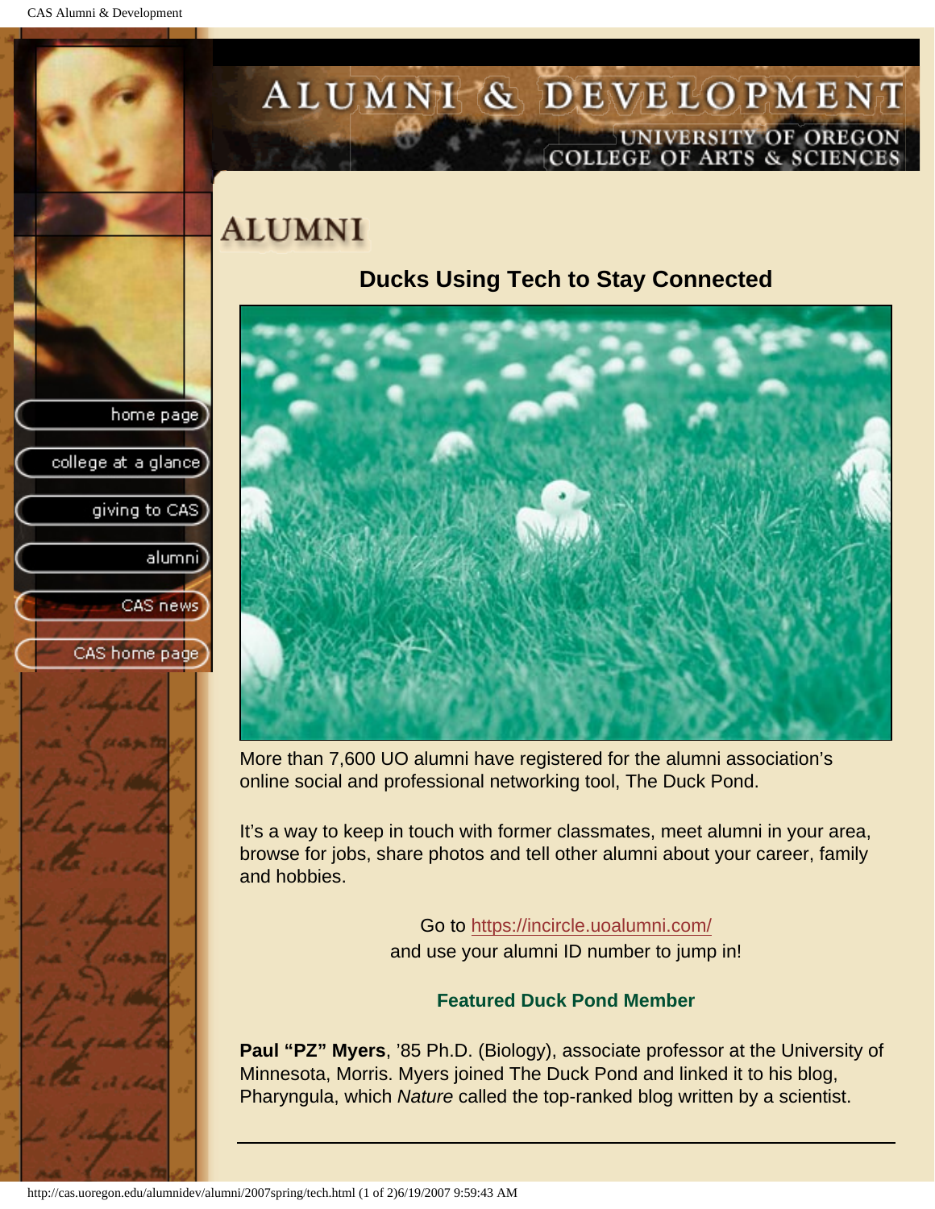# ALUMNI & DEVELOPMENT

UNIVERSITY OF OREGON
COLLEGE OF ARTS & SCIENCES

- home page
- college at a glance
- giving to CAS
- alumni
- CAS news
- CAS home page

## ALUMNI

### Ducks Using Tech to Stay Connected

More than 7,600 UO alumni have registered for the alumni association's online social and professional networking tool, The Duck Pond.

It's a way to keep in touch with former classmates, meet alumni in your area, browse for jobs, share photos and tell other alumni about your career, family and hobbies.

Go to https://incircle.uoalumni.com/
and use your alumni ID number to jump in!

**Featured Duck Pond Member**

**Paul "PZ" Myers**, '85 Ph.D. (Biology), associate professor at the University of Minnesota, Morris. Myers joined The Duck Pond and linked it to his blog, Pharyngula, which *Nature* called the top-ranked blog written by a scientist.

---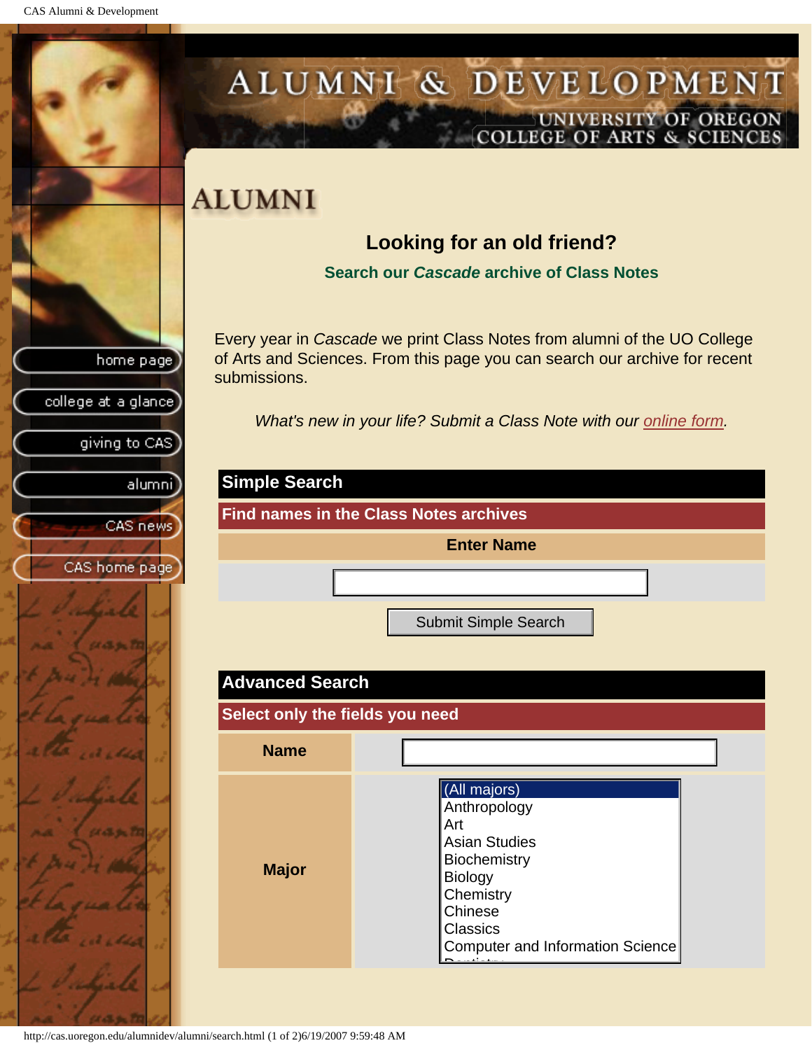# ALUMNI

home page
college at a glance
giving to CAS
alumni
CAS news
CAS home page

## Looking for an old friend?

### Search our *Cascade* archive of Class Notes

Every year in *Cascade* we print Class Notes from alumni of the UO College of Arts and Sciences. From this page you can search our archive for recent submissions.

*What's new in your life? Submit a Class Note with our online form.*

| Simple Search |
|---|
| **Find names in the Class Notes archives** |
| **Enter Name** |
| |

Submit Simple Search

| Advanced Search | |
|---|---|
| **Select only the fields you need** | |
| **Name** | |
| **Major** | (All majors)<br>Anthropology<br>Art<br>Asian Studies<br>Biochemistry<br>Biology<br>Chemistry<br>Chinese<br>Classics<br>Computer and Information Science |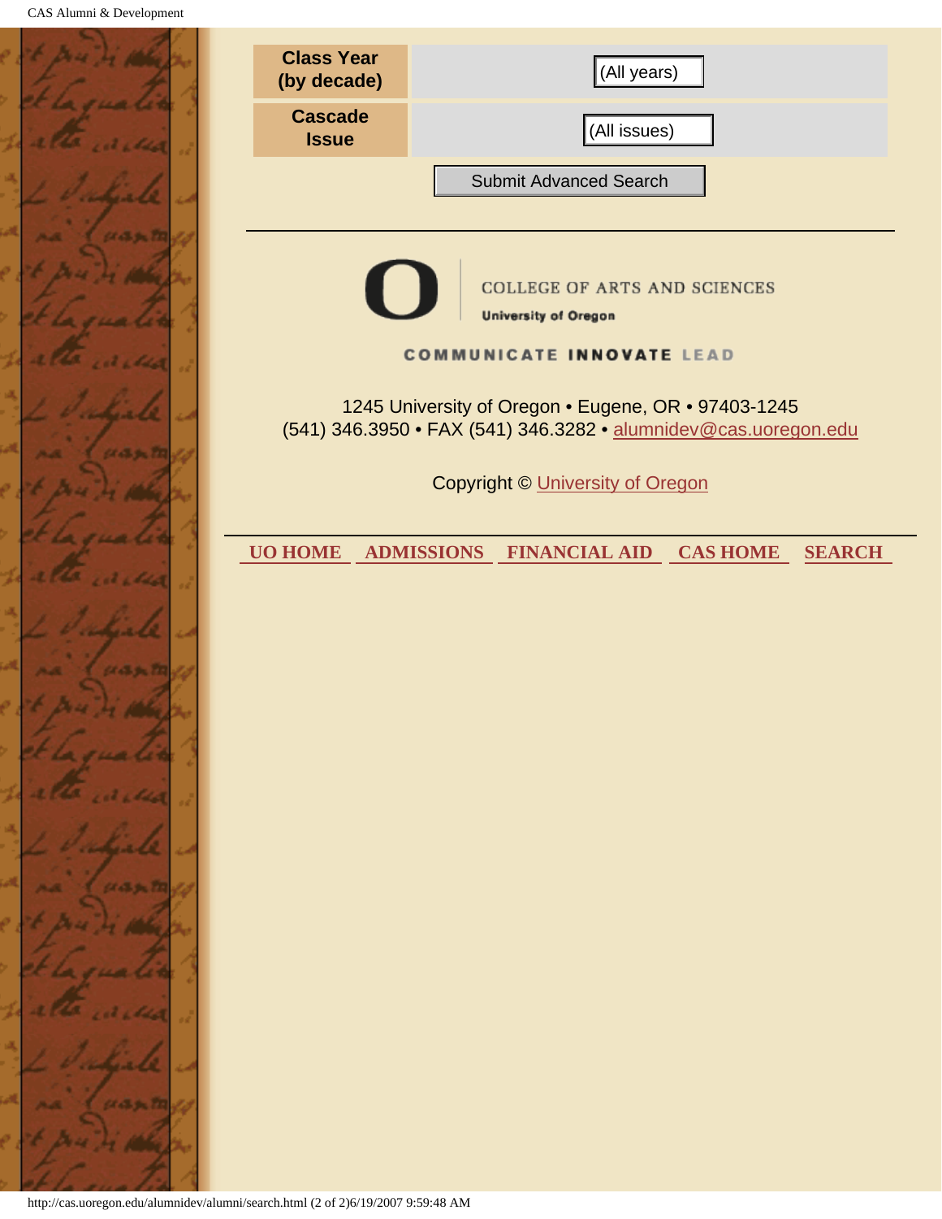| | |
|---|---|
| **Class Year (by decade)** | (All years) |
| **Cascade Issue** | (All issues) |

Submit Advanced Search

---

COLLEGE OF ARTS AND SCIENCES
University of Oregon

COMMUNICATE INNOVATE LEAD

1245 University of Oregon • Eugene, OR • 97403-1245
(541) 346.3950 • FAX (541) 346.3282 • alumnidev@cas.uoregon.edu

Copyright © University of Oregon

---

UO HOME ADMISSIONS FINANCIAL AID CAS HOME SEARCH